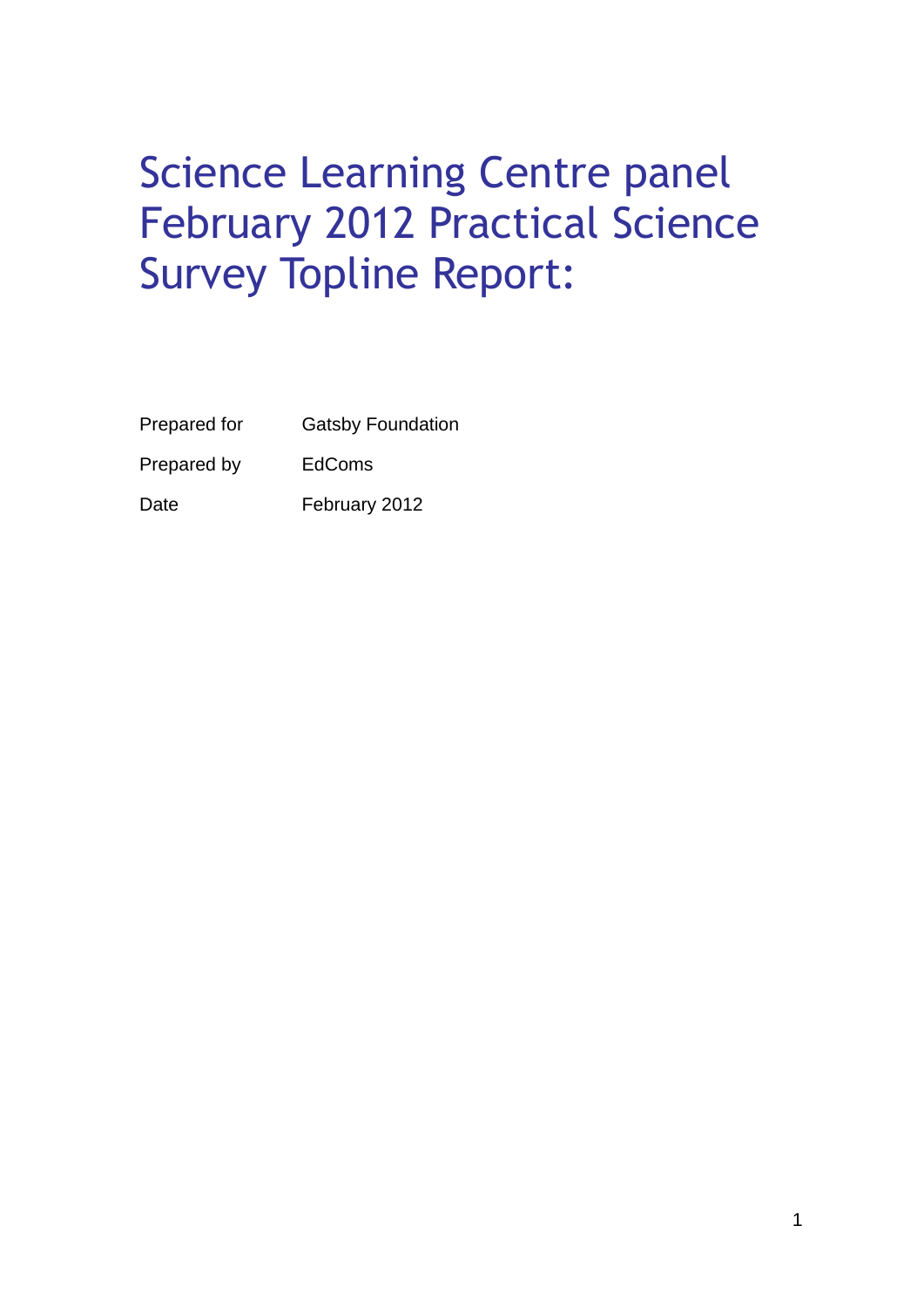# Science Learning Centre panel February 2012 Practical Science Survey Topline Report:

| | |
|---|---|
| Prepared for | Gatsby Foundation |
| Prepared by | EdComs |
| Date | February 2012 |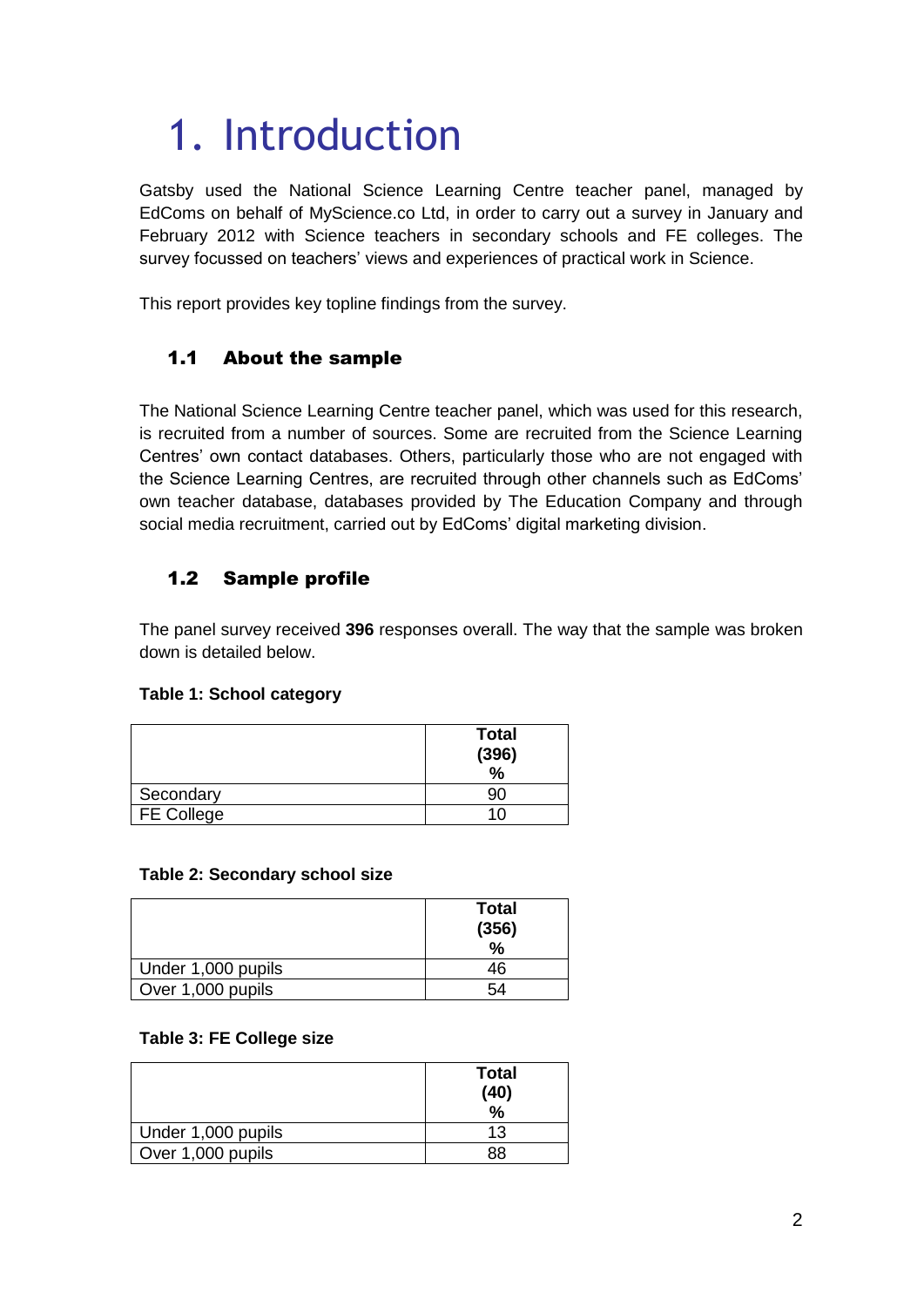# 1. Introduction

Gatsby used the National Science Learning Centre teacher panel, managed by EdComs on behalf of MyScience.co Ltd, in order to carry out a survey in January and February 2012 with Science teachers in secondary schools and FE colleges. The survey focussed on teachers' views and experiences of practical work in Science.

This report provides key topline findings from the survey.

## 1.1 About the sample

The National Science Learning Centre teacher panel, which was used for this research, is recruited from a number of sources. Some are recruited from the Science Learning Centres' own contact databases. Others, particularly those who are not engaged with the Science Learning Centres, are recruited through other channels such as EdComs' own teacher database, databases provided by The Education Company and through social media recruitment, carried out by EdComs' digital marketing division.

## 1.2 Sample profile

The panel survey received **396** responses overall. The way that the sample was broken down is detailed below.

**Table 1: School category**

| | Total (396) % |
|---|---|
| Secondary | 90 |
| FE College | 10 |

**Table 2: Secondary school size**

| | Total (356) % |
|---|---|
| Under 1,000 pupils | 46 |
| Over 1,000 pupils | 54 |

**Table 3: FE College size**

| | Total (40) % |
|---|---|
| Under 1,000 pupils | 13 |
| Over 1,000 pupils | 88 |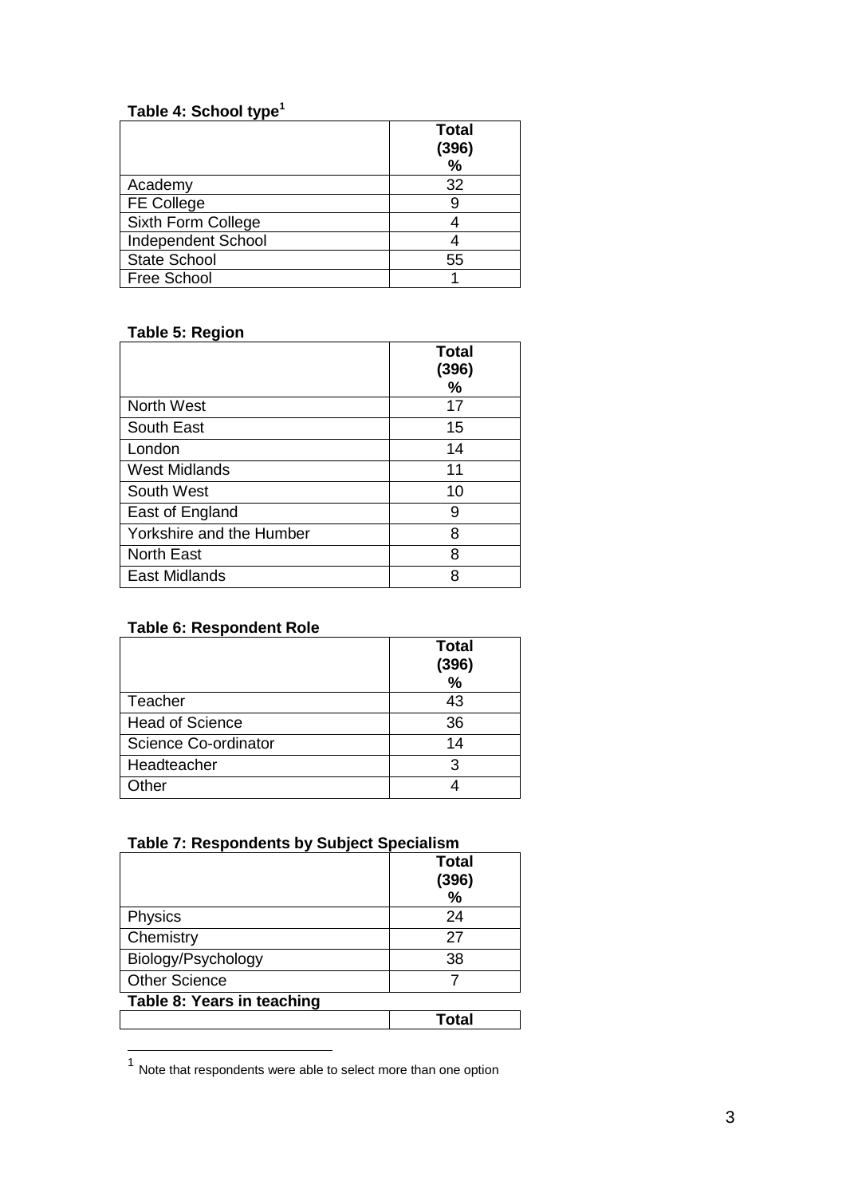**Table 4: School type[1]**

| | Total (396) % |
|---|---|
| Academy | 32 |
| FE College | 9 |
| Sixth Form College | 4 |
| Independent School | 4 |
| State School | 55 |
| Free School | 1 |

**Table 5: Region**

| | Total (396) % |
|---|---|
| North West | 17 |
| South East | 15 |
| London | 14 |
| West Midlands | 11 |
| South West | 10 |
| East of England | 9 |
| Yorkshire and the Humber | 8 |
| North East | 8 |
| East Midlands | 8 |

**Table 6: Respondent Role**

| | Total (396) % |
|---|---|
| Teacher | 43 |
| Head of Science | 36 |
| Science Co-ordinator | 14 |
| Headteacher | 3 |
| Other | 4 |

**Table 7: Respondents by Subject Specialism**

| | Total (396) % |
|---|---|
| Physics | 24 |
| Chemistry | 27 |
| Biology/Psychology | 38 |
| Other Science | 7 |

**Table 8: Years in teaching**

| | Total |
|---|---|

[1] Note that respondents were able to select more than one option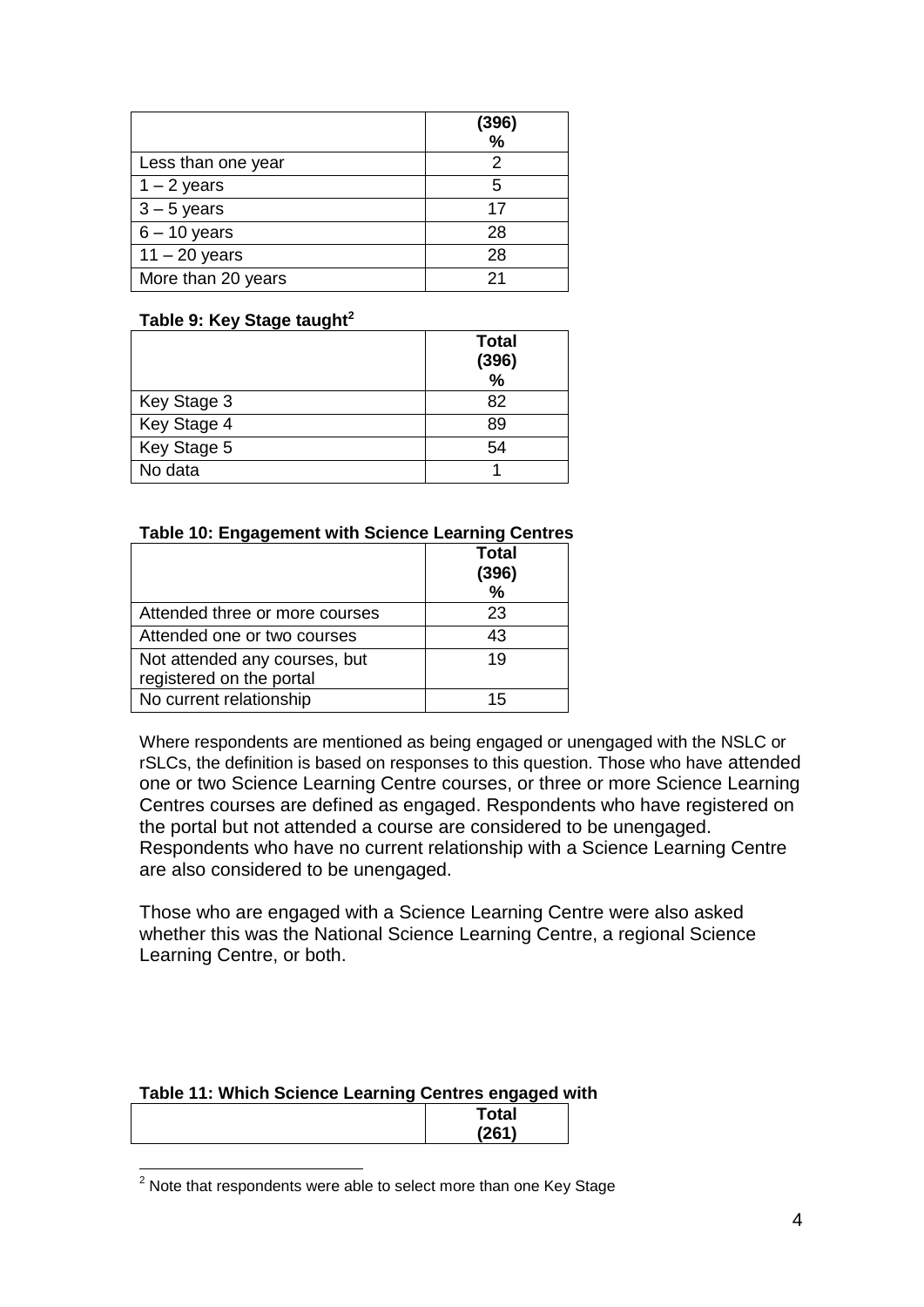|  | (396) % |
| --- | --- |
| Less than one year | 2 |
| 1 – 2 years | 5 |
| 3 – 5 years | 17 |
| 6 – 10 years | 28 |
| 11 – 20 years | 28 |
| More than 20 years | 21 |

**Table 9: Key Stage taught[2]**

|  | Total (396) % |
| --- | --- |
| Key Stage 3 | 82 |
| Key Stage 4 | 89 |
| Key Stage 5 | 54 |
| No data | 1 |

**Table 10: Engagement with Science Learning Centres**

|  | Total (396) % |
| --- | --- |
| Attended three or more courses | 23 |
| Attended one or two courses | 43 |
| Not attended any courses, but registered on the portal | 19 |
| No current relationship | 15 |

Where respondents are mentioned as being engaged or unengaged with the NSLC or rSLCs, the definition is based on responses to this question. Those who have attended one or two Science Learning Centre courses, or three or more Science Learning Centres courses are defined as engaged. Respondents who have registered on the portal but not attended a course are considered to be unengaged. Respondents who have no current relationship with a Science Learning Centre are also considered to be unengaged.

Those who are engaged with a Science Learning Centre were also asked whether this was the National Science Learning Centre, a regional Science Learning Centre, or both.

**Table 11: Which Science Learning Centres engaged with**

|  | Total (261) |
| --- | --- |

[2] Note that respondents were able to select more than one Key Stage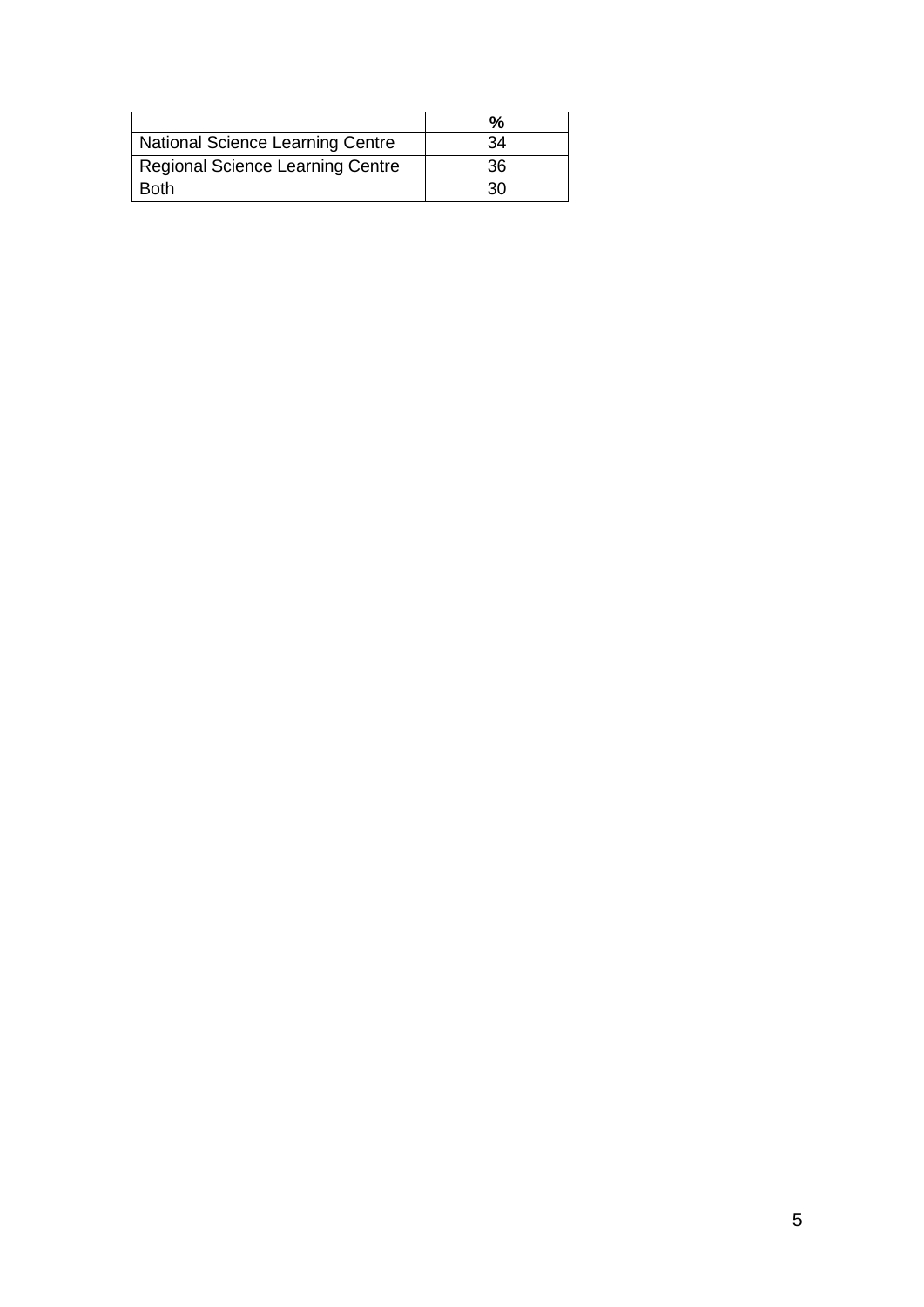| | % |
|---|---|
| National Science Learning Centre | 34 |
| Regional Science Learning Centre | 36 |
| Both | 30 |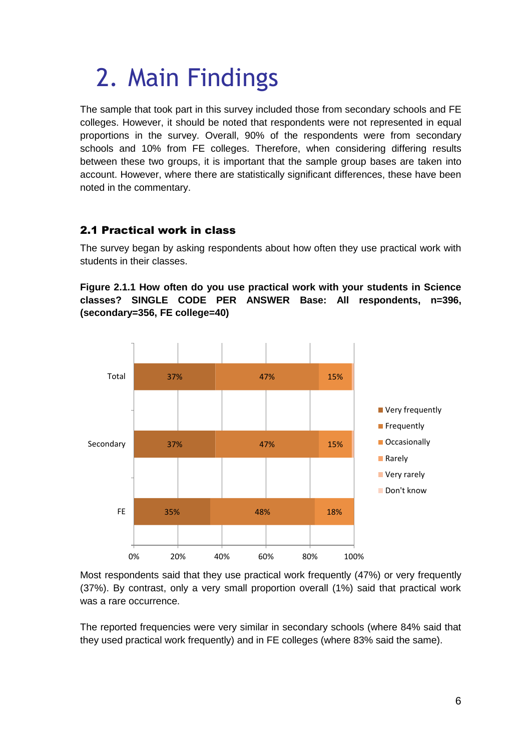# 2. Main Findings

The sample that took part in this survey included those from secondary schools and FE colleges. However, it should be noted that respondents were not represented in equal proportions in the survey. Overall, 90% of the respondents were from secondary schools and 10% from FE colleges. Therefore, when considering differing results between these two groups, it is important that the sample group bases are taken into account. However, where there are statistically significant differences, these have been noted in the commentary.

## 2.1 Practical work in class

The survey began by asking respondents about how often they use practical work with students in their classes.

**Figure 2.1.1 How often do you use practical work with your students in Science classes? SINGLE CODE PER ANSWER Base: All respondents, n=396, (secondary=356, FE college=40)**

| | Very frequently | Frequently | Occasionally |
|---|---|---|---|
| Total | 37% | 47% | 15% |
| Secondary | 37% | 47% | 15% |
| FE | 35% | 48% | 18% |

Legend: Very frequently, Frequently, Occasionally, Rarely, Very rarely, Don't know

Most respondents said that they use practical work frequently (47%) or very frequently (37%). By contrast, only a very small proportion overall (1%) said that practical work was a rare occurrence.

The reported frequencies were very similar in secondary schools (where 84% said that they used practical work frequently) and in FE colleges (where 83% said the same).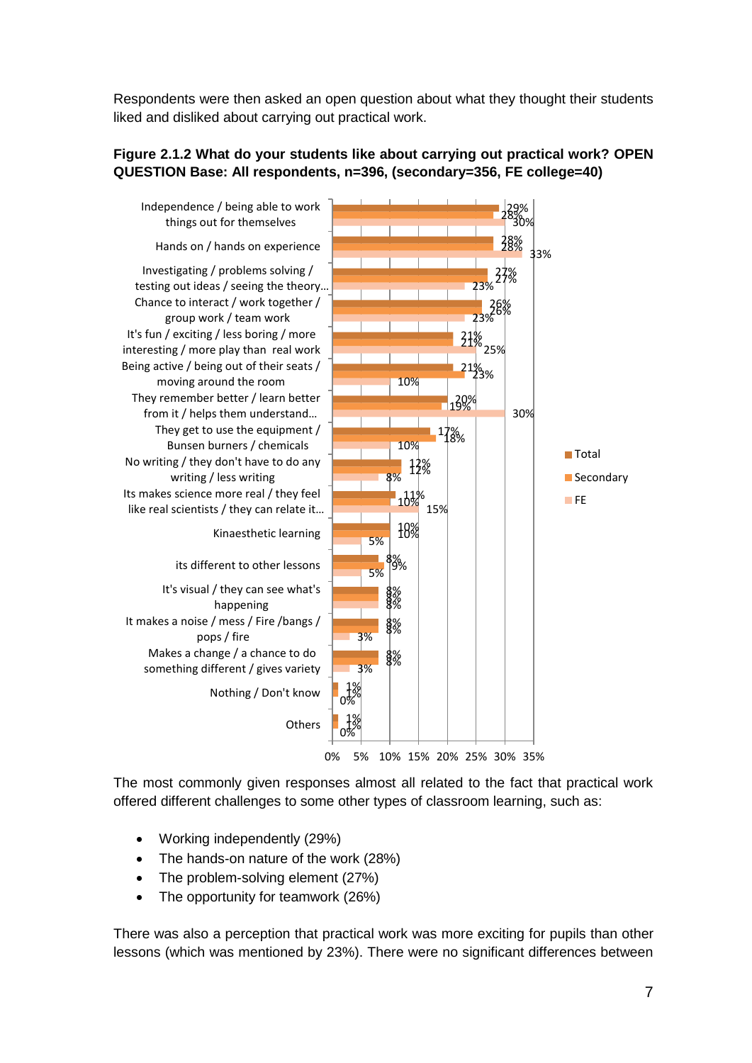Respondents were then asked an open question about what they thought their students liked and disliked about carrying out practical work.

**Figure 2.1.2 What do your students like about carrying out practical work? OPEN QUESTION Base: All respondents, n=396, (secondary=356, FE college=40)**

| Response | Total | Secondary | FE |
|---|---|---|---|
| Independence / being able to work things out for themselves | 29% | 28% | 30% |
| Hands on / hands on experience | 28% | 28% | 33% |
| Investigating / problems solving / testing out ideas / seeing the theory… | 27% | 27% | 23% |
| Chance to interact / work together / group work / team work | 26% | 26% | 23% |
| It's fun / exciting / less boring / more interesting / more play than real work | 21% | 21% | 25% |
| Being active / being out of their seats / moving around the room | 21% | 23% | 10% |
| They remember better / learn better from it / helps them understand… | 20% | 19% | 30% |
| They get to use the equipment / Bunsen burners / chemicals | 17% | 18% | 10% |
| No writing / they don't have to do any writing / less writing | 12% | 12% | 8% |
| Its makes science more real / they feel like real scientists / they can relate it… | 11% | 10% | 15% |
| Kinaesthetic learning | 10% | 10% | 5% |
| its different to other lessons | 8% | 9% | 5% |
| It's visual / they can see what's happening | 8% | 8% | 8% |
| It makes a noise / mess / Fire /bangs / pops / fire | 8% | 8% | 3% |
| Makes a change / a chance to do something different / gives variety | 8% | 8% | 3% |
| Nothing / Don't know | 1% | 1% | 0% |
| Others | 1% | 1% | 0% |

The most commonly given responses almost all related to the fact that practical work offered different challenges to some other types of classroom learning, such as:

- Working independently (29%)
- The hands-on nature of the work (28%)
- The problem-solving element (27%)
- The opportunity for teamwork (26%)

There was also a perception that practical work was more exciting for pupils than other lessons (which was mentioned by 23%). There were no significant differences between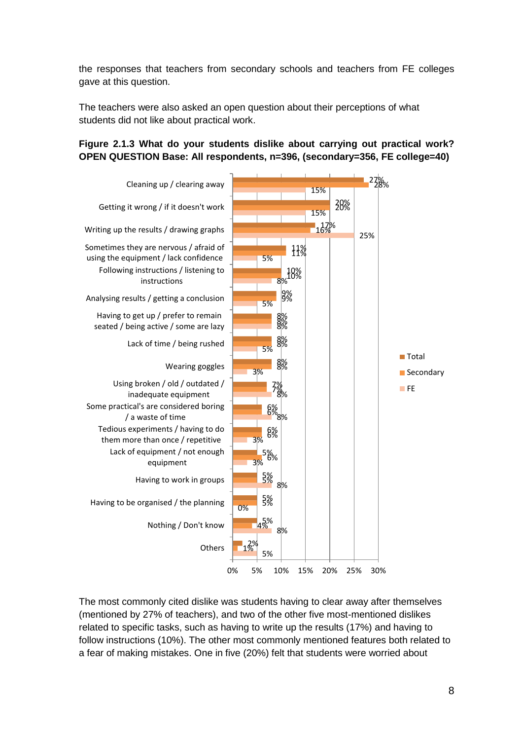the responses that teachers from secondary schools and teachers from FE colleges gave at this question.

The teachers were also asked an open question about their perceptions of what students did not like about practical work.

**Figure 2.1.3 What do your students dislike about carrying out practical work? OPEN QUESTION Base: All respondents, n=396, (secondary=356, FE college=40)**

| | Total | Secondary | FE |
|---|---|---|---|
| Cleaning up / clearing away | 27% | 28% | 15% |
| Getting it wrong / if it doesn't work | 20% | 20% | 15% |
| Writing up the results / drawing graphs | 17% | 16% | 25% |
| Sometimes they are nervous / afraid of using the equipment / lack confidence | 11% | 11% | 5% |
| Following instructions / listening to instructions | 10% | 10% | 8% |
| Analysing results / getting a conclusion | 9% | 9% | 5% |
| Having to get up / prefer to remain seated / being active / some are lazy | 8% | 8% | 8% |
| Lack of time / being rushed | 8% | 8% | 5% |
| Wearing goggles | 8% | 8% | 3% |
| Using broken / old / outdated / inadequate equipment | 7% | 7% | 8% |
| Some practical's are considered boring / a waste of time | 6% | 6% | 8% |
| Tedious experiments / having to do them more than once / repetitive | 6% | 6% | 3% |
| Lack of equipment / not enough equipment | 5% | 6% | 3% |
| Having to work in groups | 5% | 5% | 8% |
| Having to be organised / the planning | 5% | 5% | 0% |
| Nothing / Don't know | 5% | 4% | 8% |
| Others | 2% | 1% | 5% |

The most commonly cited dislike was students having to clear away after themselves (mentioned by 27% of teachers), and two of the other five most-mentioned dislikes related to specific tasks, such as having to write up the results (17%) and having to follow instructions (10%). The other most commonly mentioned features both related to a fear of making mistakes. One in five (20%) felt that students were worried about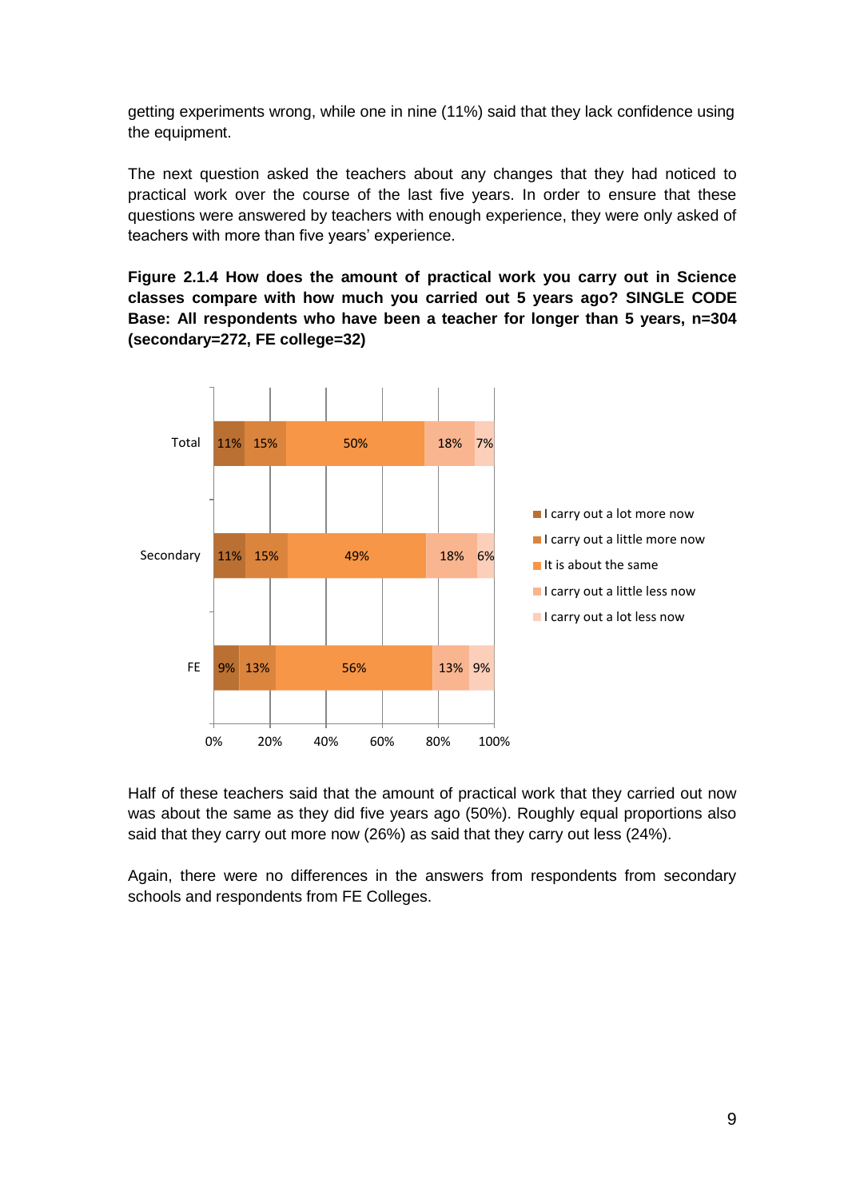getting experiments wrong, while one in nine (11%) said that they lack confidence using the equipment.

The next question asked the teachers about any changes that they had noticed to practical work over the course of the last five years. In order to ensure that these questions were answered by teachers with enough experience, they were only asked of teachers with more than five years' experience.

**Figure 2.1.4 How does the amount of practical work you carry out in Science classes compare with how much you carried out 5 years ago? SINGLE CODE Base: All respondents who have been a teacher for longer than 5 years, n=304 (secondary=272, FE college=32)**

| | I carry out a lot more now | I carry out a little more now | It is about the same | I carry out a little less now | I carry out a lot less now |
|---|---|---|---|---|---|
| Total | 11% | 15% | 50% | 18% | 7% |
| Secondary | 11% | 15% | 49% | 18% | 6% |
| FE | 9% | 13% | 56% | 13% | 9% |

Half of these teachers said that the amount of practical work that they carried out now was about the same as they did five years ago (50%). Roughly equal proportions also said that they carry out more now (26%) as said that they carry out less (24%).

Again, there were no differences in the answers from respondents from secondary schools and respondents from FE Colleges.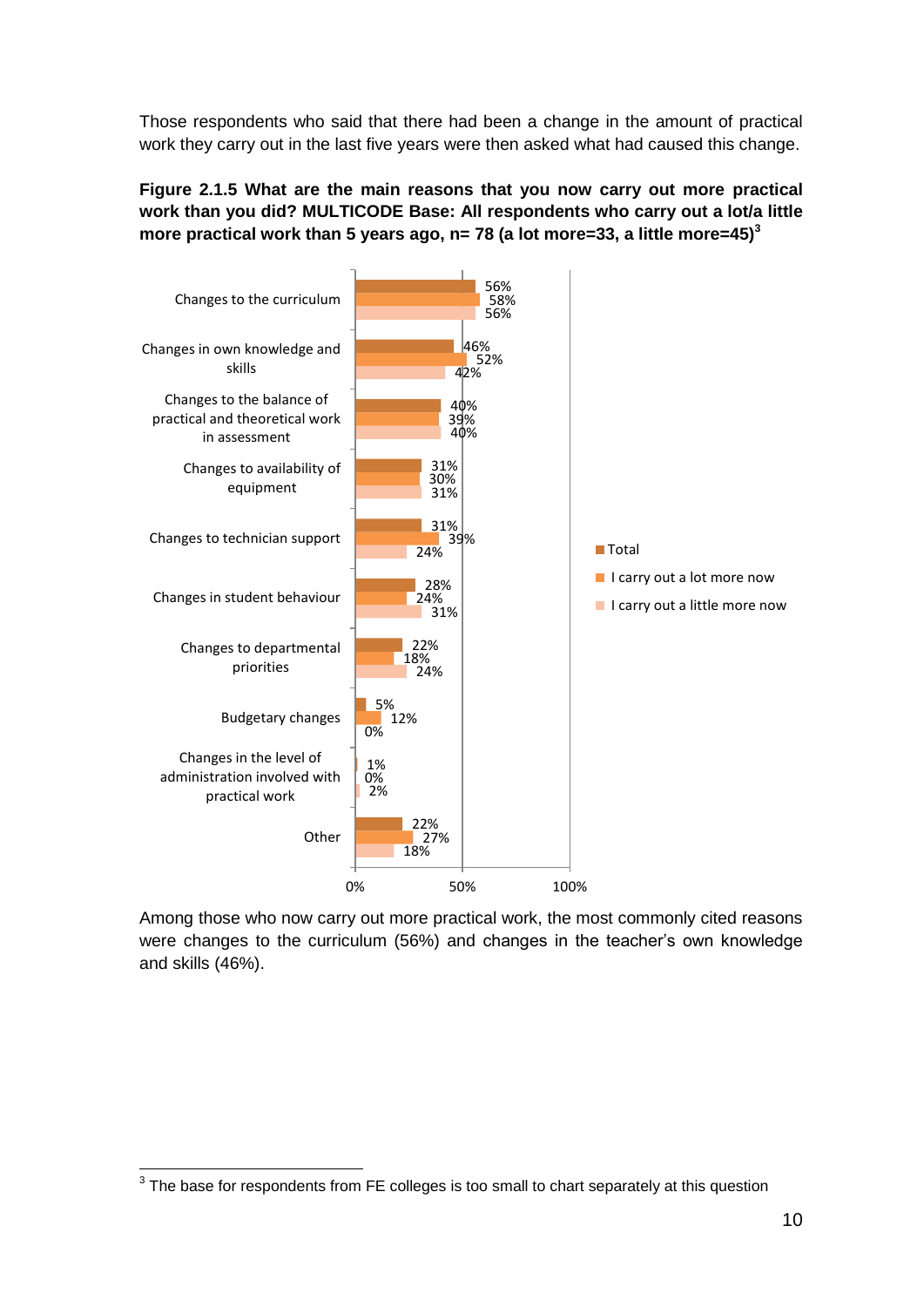Those respondents who said that there had been a change in the amount of practical work they carry out in the last five years were then asked what had caused this change.

**Figure 2.1.5 What are the main reasons that you now carry out more practical work than you did? MULTICODE Base: All respondents who carry out a lot/a little more practical work than 5 years ago, n= 78 (a lot more=33, a little more=45)[3]**

| Reason | Total | I carry out a lot more now | I carry out a little more now |
|---|---|---|---|
| Changes to the curriculum | 56% | 58% | 56% |
| Changes in own knowledge and skills | 46% | 52% | 42% |
| Changes to the balance of practical and theoretical work in assessment | 40% | 39% | 40% |
| Changes to availability of equipment | 31% | 30% | 31% |
| Changes to technician support | 31% | 39% | 24% |
| Changes in student behaviour | 28% | 24% | 31% |
| Changes to departmental priorities | 22% | 18% | 24% |
| Budgetary changes | 5% | 12% | 0% |
| Changes in the level of administration involved with practical work | 1% | 0% | 2% |
| Other | 22% | 27% | 18% |

Among those who now carry out more practical work, the most commonly cited reasons were changes to the curriculum (56%) and changes in the teacher's own knowledge and skills (46%).

[3] The base for respondents from FE colleges is too small to chart separately at this question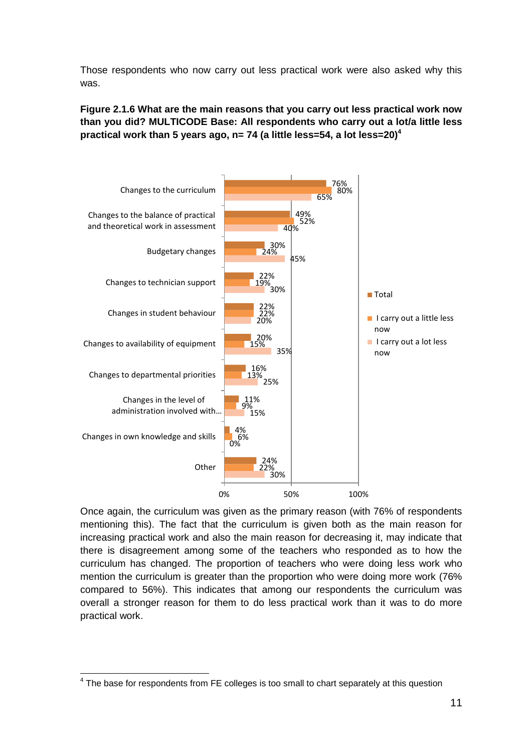Those respondents who now carry out less practical work were also asked why this was.

**Figure 2.1.6 What are the main reasons that you carry out less practical work now than you did? MULTICODE Base: All respondents who carry out a lot/a little less practical work than 5 years ago, n= 74 (a little less=54, a lot less=20)[4]**

| Reason | Total | I carry out a little less now | I carry out a lot less now |
|---|---|---|---|
| Changes to the curriculum | 76% | 80% | 65% |
| Changes to the balance of practical and theoretical work in assessment | 49% | 52% | 40% |
| Budgetary changes | 30% | 24% | 45% |
| Changes to technician support | 22% | 19% | 30% |
| Changes in student behaviour | 22% | 22% | 20% |
| Changes to availability of equipment | 20% | 15% | 35% |
| Changes to departmental priorities | 16% | 13% | 25% |
| Changes in the level of administration involved with… | 11% | 9% | 15% |
| Changes in own knowledge and skills | 4% | 6% | 0% |
| Other | 24% | 22% | 30% |

Once again, the curriculum was given as the primary reason (with 76% of respondents mentioning this). The fact that the curriculum is given both as the main reason for increasing practical work and also the main reason for decreasing it, may indicate that there is disagreement among some of the teachers who responded as to how the curriculum has changed. The proportion of teachers who were doing less work who mention the curriculum is greater than the proportion who were doing more work (76% compared to 56%). This indicates that among our respondents the curriculum was overall a stronger reason for them to do less practical work than it was to do more practical work.

[4] The base for respondents from FE colleges is too small to chart separately at this question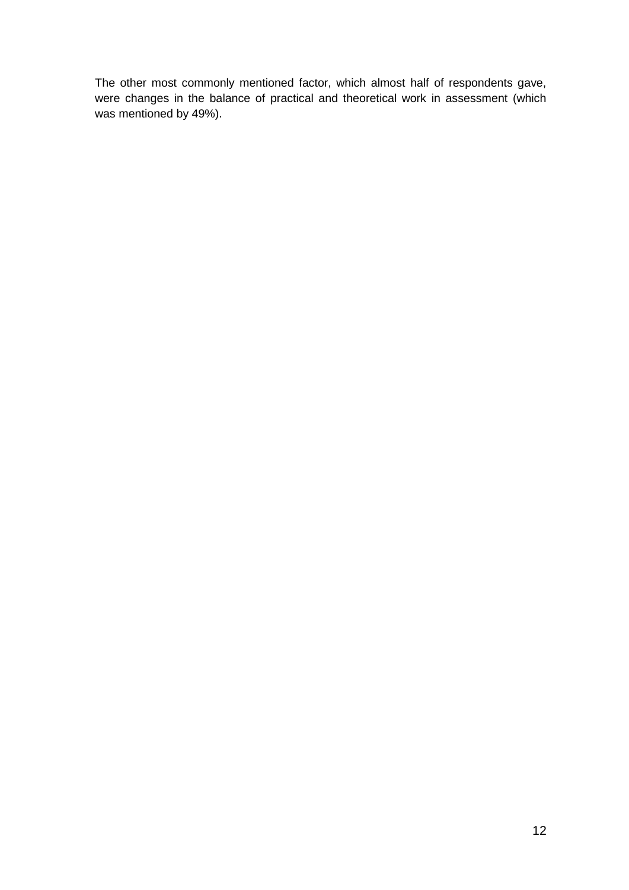The other most commonly mentioned factor, which almost half of respondents gave, were changes in the balance of practical and theoretical work in assessment (which was mentioned by 49%).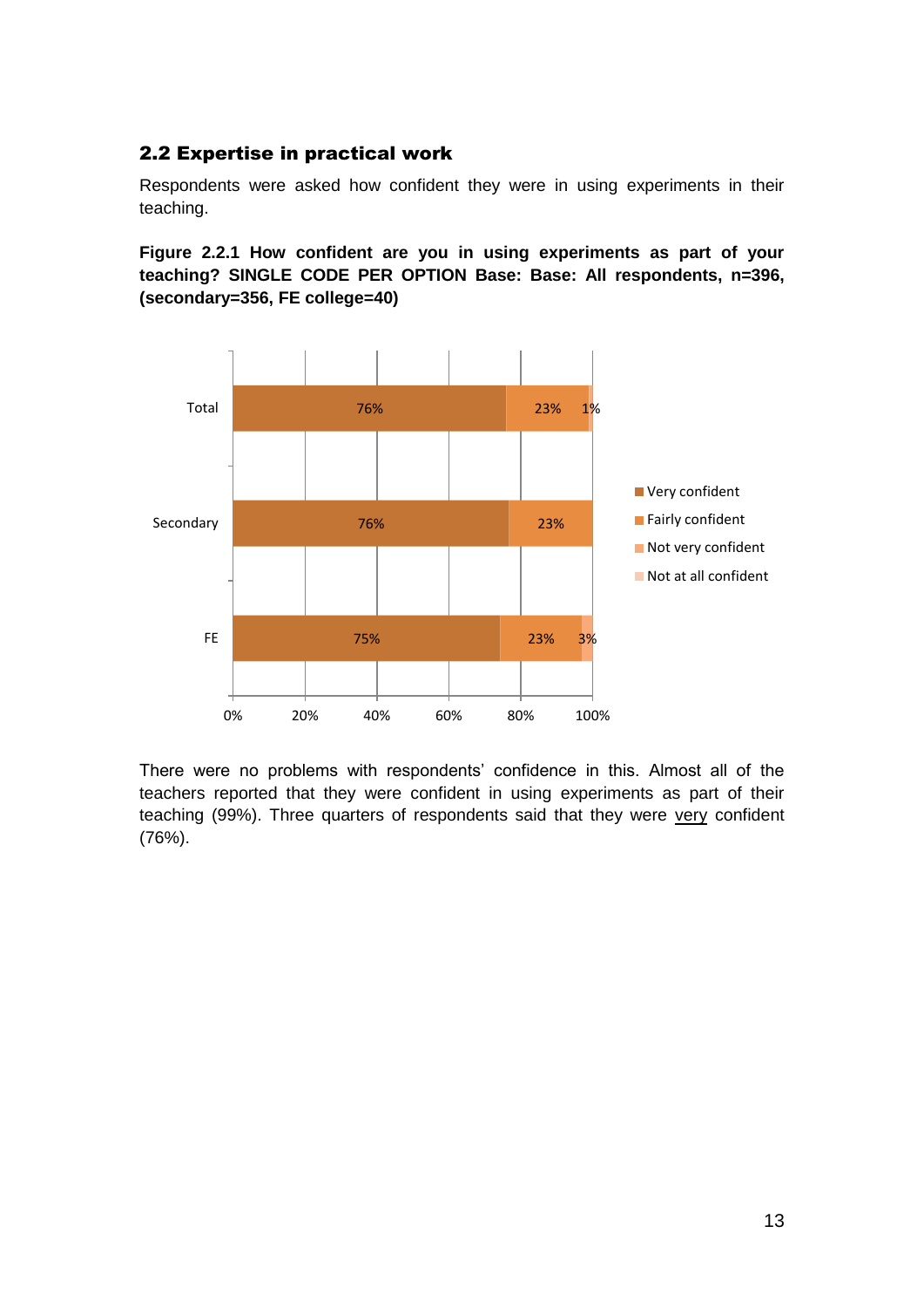## 2.2 Expertise in practical work

Respondents were asked how confident they were in using experiments in their teaching.

**Figure 2.2.1 How confident are you in using experiments as part of your teaching? SINGLE CODE PER OPTION Base: Base: All respondents, n=396, (secondary=356, FE college=40)**

| | Very confident | Fairly confident | Not very confident | Not at all confident |
|---|---|---|---|---|
| Total | 76% | 23% | 1% | |
| Secondary | 76% | 23% | | |
| FE | 75% | 23% | 3% | |

There were no problems with respondents' confidence in this. Almost all of the teachers reported that they were confident in using experiments as part of their teaching (99%). Three quarters of respondents said that they were very confident (76%).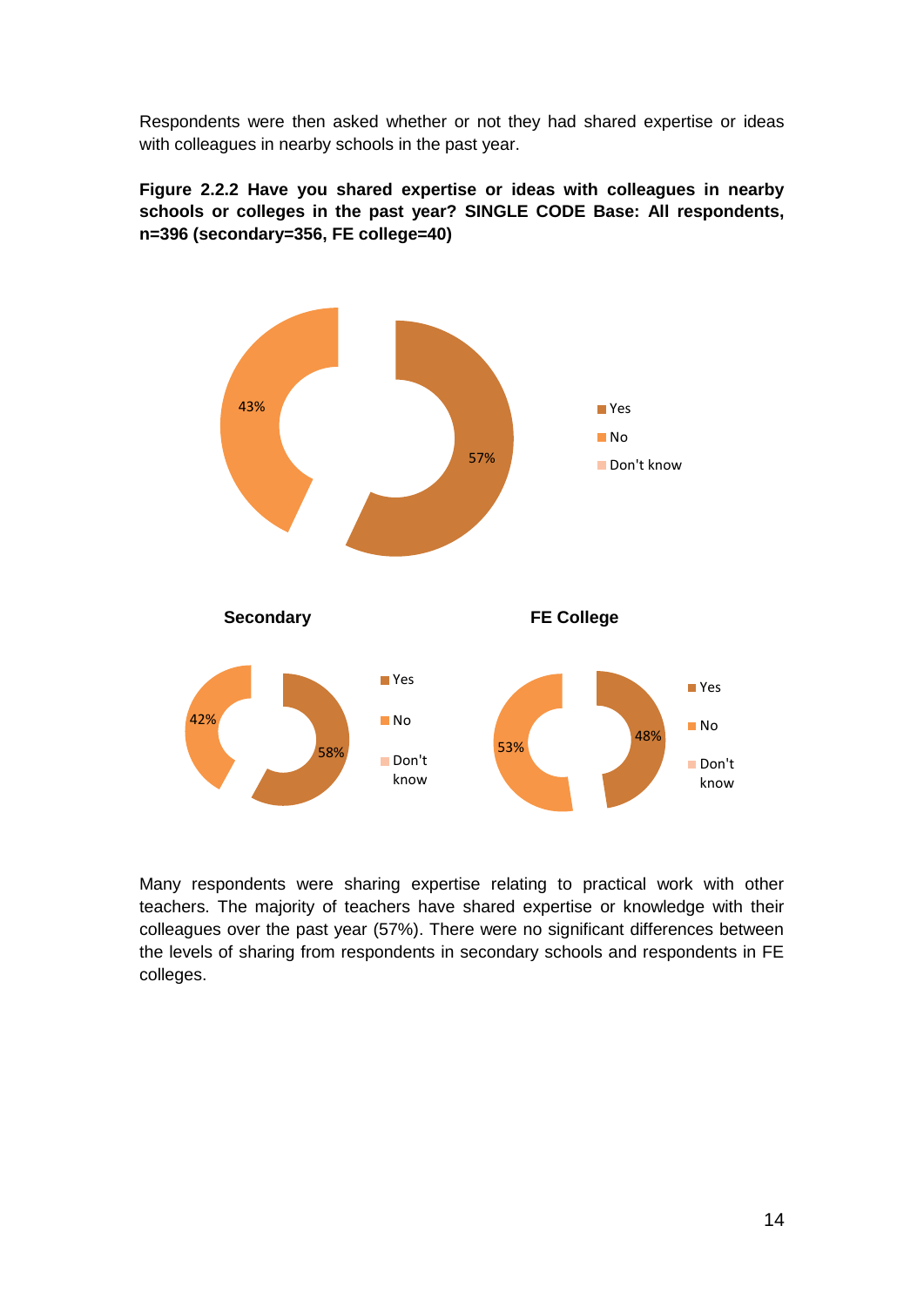Respondents were then asked whether or not they had shared expertise or ideas with colleagues in nearby schools in the past year.

**Figure 2.2.2 Have you shared expertise or ideas with colleagues in nearby schools or colleges in the past year? SINGLE CODE Base: All respondents, n=396 (secondary=356, FE college=40)**

43%

57%

Yes

No

Don't know

**Secondary**

42%

58%

Yes

No

Don't know

**FE College**

53%

48%

Yes

No

Don't know

Many respondents were sharing expertise relating to practical work with other teachers. The majority of teachers have shared expertise or knowledge with their colleagues over the past year (57%). There were no significant differences between the levels of sharing from respondents in secondary schools and respondents in FE colleges.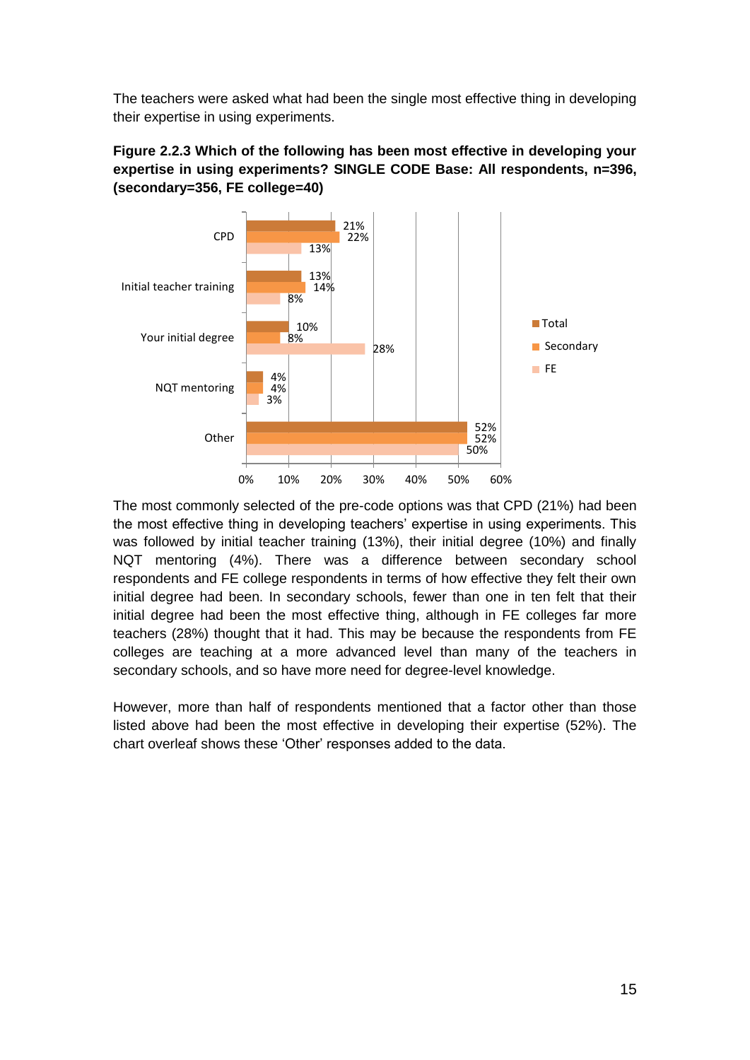The teachers were asked what had been the single most effective thing in developing their expertise in using experiments.

**Figure 2.2.3 Which of the following has been most effective in developing your expertise in using experiments? SINGLE CODE Base: All respondents, n=396, (secondary=356, FE college=40)**

| | Total | Secondary | FE |
|---|---|---|---|
| CPD | 21% | 22% | 13% |
| Initial teacher training | 13% | 14% | 8% |
| Your initial degree | 10% | 8% | 28% |
| NQT mentoring | 4% | 4% | 3% |
| Other | 52% | 52% | 50% |

The most commonly selected of the pre-code options was that CPD (21%) had been the most effective thing in developing teachers' expertise in using experiments. This was followed by initial teacher training (13%), their initial degree (10%) and finally NQT mentoring (4%). There was a difference between secondary school respondents and FE college respondents in terms of how effective they felt their own initial degree had been. In secondary schools, fewer than one in ten felt that their initial degree had been the most effective thing, although in FE colleges far more teachers (28%) thought that it had. This may be because the respondents from FE colleges are teaching at a more advanced level than many of the teachers in secondary schools, and so have more need for degree-level knowledge.

However, more than half of respondents mentioned that a factor other than those listed above had been the most effective in developing their expertise (52%). The chart overleaf shows these 'Other' responses added to the data.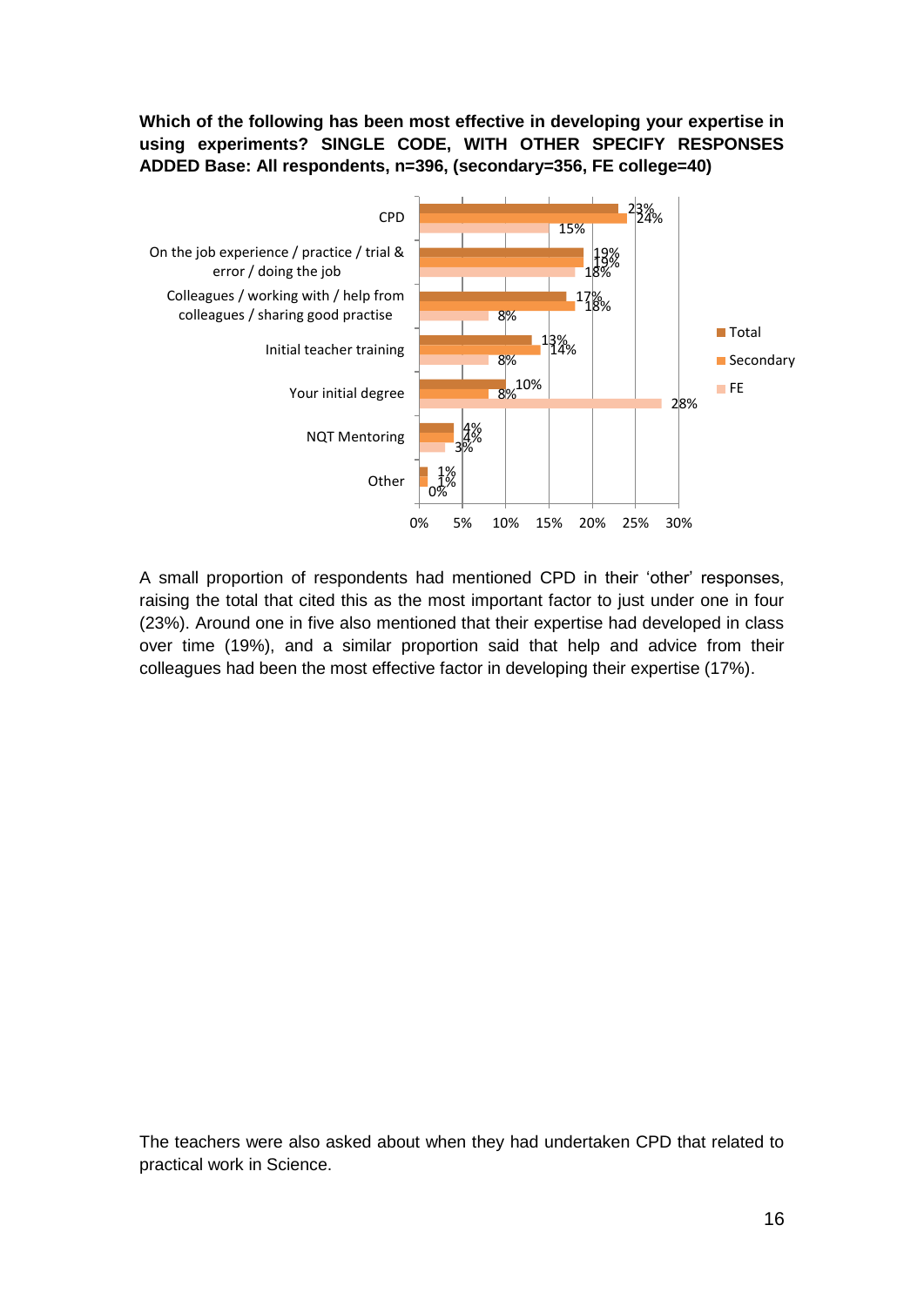**Which of the following has been most effective in developing your expertise in using experiments? SINGLE CODE, WITH OTHER SPECIFY RESPONSES ADDED Base: All respondents, n=396, (secondary=356, FE college=40)**

| | Total | Secondary | FE |
|---|---|---|---|
| CPD | 23% | 24% | 15% |
| On the job experience / practice / trial & error / doing the job | 19% | 19% | 18% |
| Colleagues / working with / help from colleagues / sharing good practise | 17% | 18% | 8% |
| Initial teacher training | 13% | 14% | 8% |
| Your initial degree | 10% | 8% | 28% |
| NQT Mentoring | 4% | 4% | 3% |
| Other | 1% | 1% | 0% |

A small proportion of respondents had mentioned CPD in their 'other' responses, raising the total that cited this as the most important factor to just under one in four (23%). Around one in five also mentioned that their expertise had developed in class over time (19%), and a similar proportion said that help and advice from their colleagues had been the most effective factor in developing their expertise (17%).

The teachers were also asked about when they had undertaken CPD that related to practical work in Science.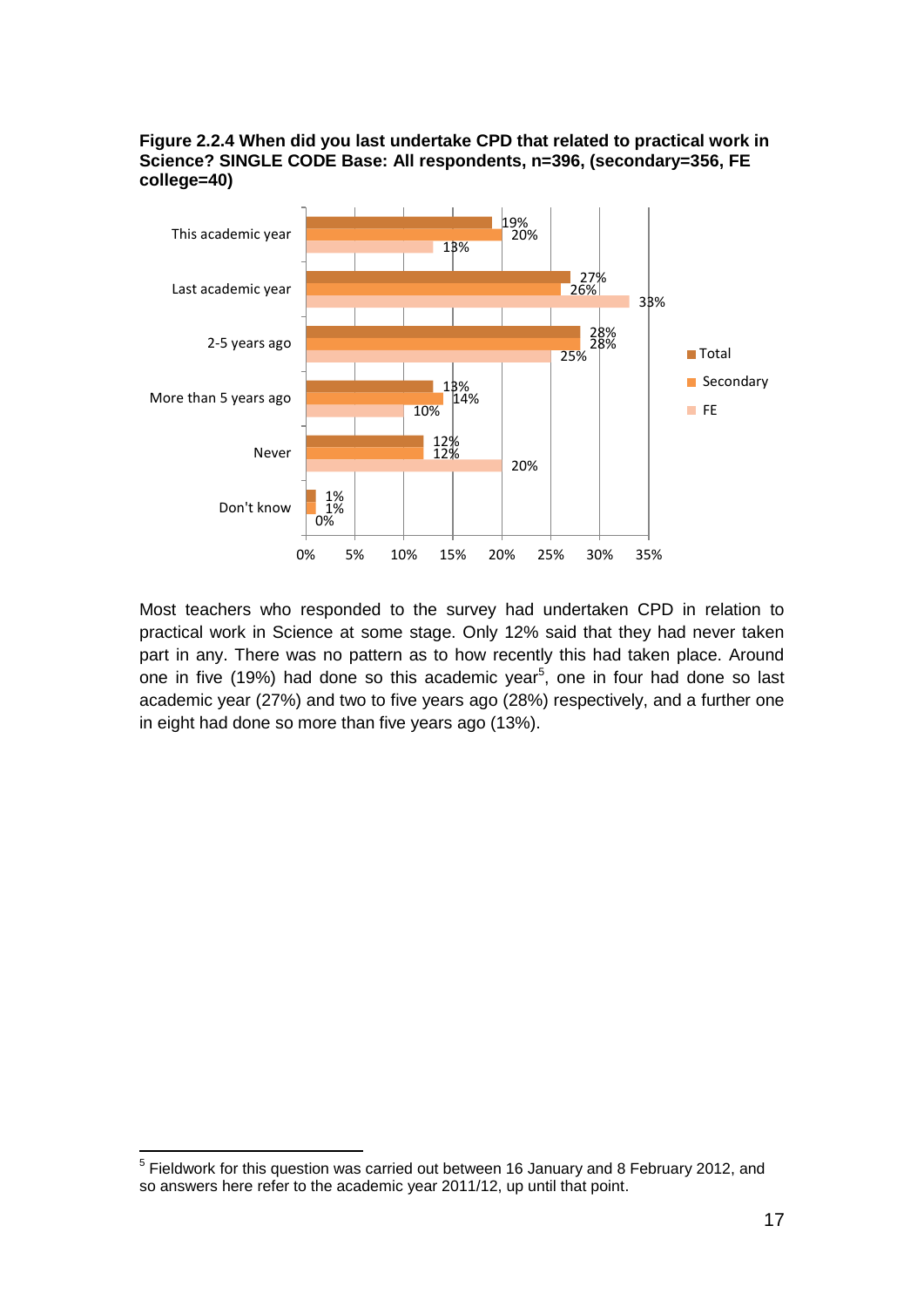**Figure 2.2.4 When did you last undertake CPD that related to practical work in Science? SINGLE CODE Base: All respondents, n=396, (secondary=356, FE college=40)**

| | Total | Secondary | FE |
|---|---|---|---|
| This academic year | 19% | 20% | 13% |
| Last academic year | 27% | 26% | 33% |
| 2-5 years ago | 28% | 28% | 25% |
| More than 5 years ago | 13% | 14% | 10% |
| Never | 12% | 12% | 20% |
| Don't know | 1% | 1% | 0% |

Most teachers who responded to the survey had undertaken CPD in relation to practical work in Science at some stage. Only 12% said that they had never taken part in any. There was no pattern as to how recently this had taken place. Around one in five (19%) had done so this academic year[5], one in four had done so last academic year (27%) and two to five years ago (28%) respectively, and a further one in eight had done so more than five years ago (13%).

[5] Fieldwork for this question was carried out between 16 January and 8 February 2012, and so answers here refer to the academic year 2011/12, up until that point.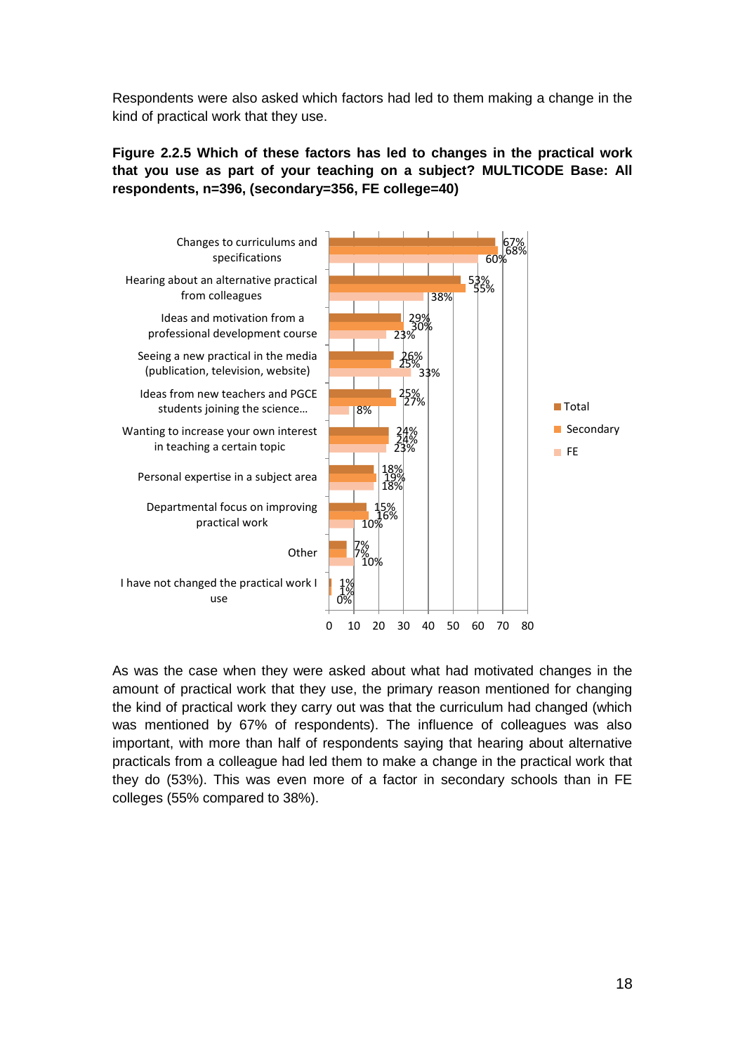Respondents were also asked which factors had led to them making a change in the kind of practical work that they use.

**Figure 2.2.5 Which of these factors has led to changes in the practical work that you use as part of your teaching on a subject? MULTICODE Base: All respondents, n=396, (secondary=356, FE college=40)**

| Factor | Total | Secondary | FE |
|---|---|---|---|
| Changes to curriculums and specifications | 67% | 68% | 60% |
| Hearing about an alternative practical from colleagues | 53% | 55% | 38% |
| Ideas and motivation from a professional development course | 29% | 30% | 23% |
| Seeing a new practical in the media (publication, television, website) | 26% | 25% | 33% |
| Ideas from new teachers and PGCE students joining the science… | 25% | 27% | 8% |
| Wanting to increase your own interest in teaching a certain topic | 24% | 24% | 23% |
| Personal expertise in a subject area | 18% | 19% | 18% |
| Departmental focus on improving practical work | 15% | 16% | 10% |
| Other | 7% | 7% | 10% |
| I have not changed the practical work I use | 1% | 1% | 0% |

As was the case when they were asked about what had motivated changes in the amount of practical work that they use, the primary reason mentioned for changing the kind of practical work they carry out was that the curriculum had changed (which was mentioned by 67% of respondents). The influence of colleagues was also important, with more than half of respondents saying that hearing about alternative practicals from a colleague had led them to make a change in the practical work that they do (53%). This was even more of a factor in secondary schools than in FE colleges (55% compared to 38%).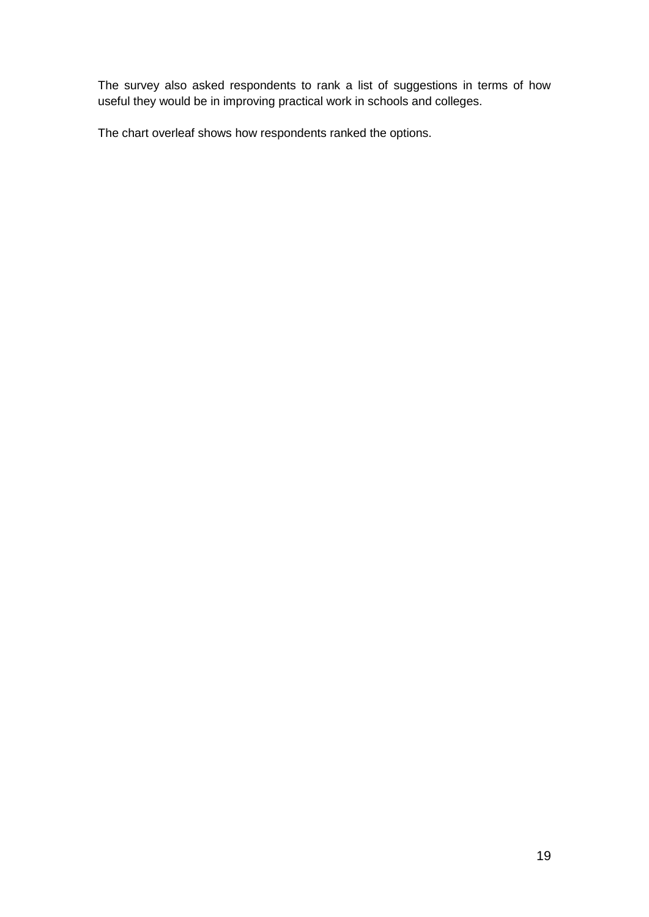The survey also asked respondents to rank a list of suggestions in terms of how useful they would be in improving practical work in schools and colleges.

The chart overleaf shows how respondents ranked the options.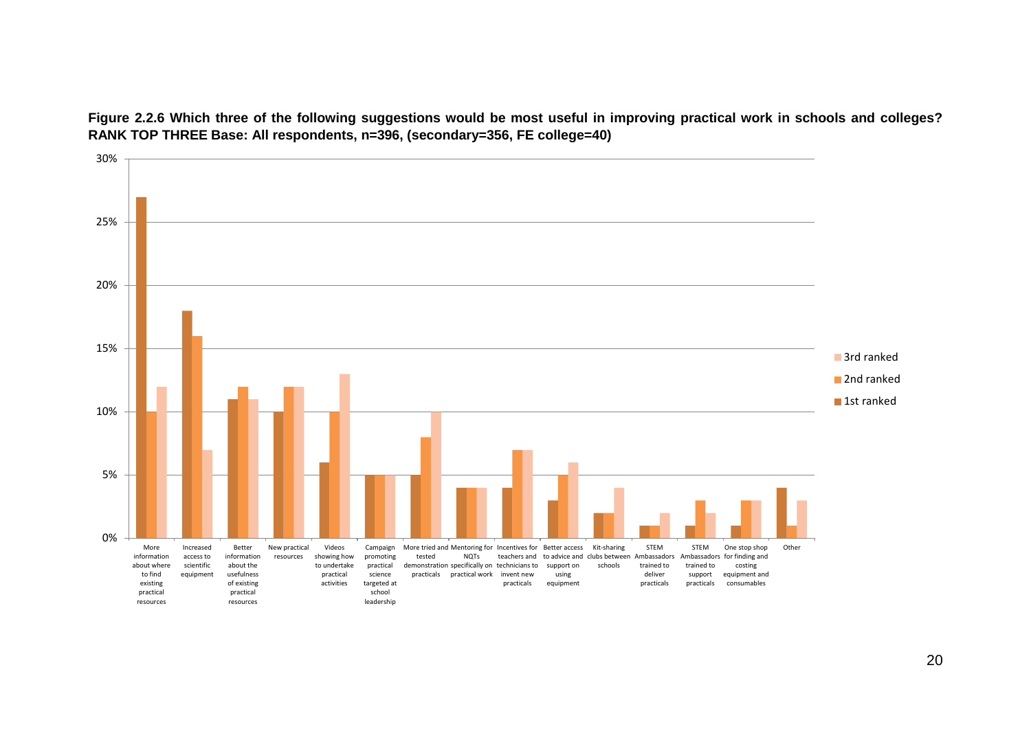**Figure 2.2.6 Which three of the following suggestions would be most useful in improving practical work in schools and colleges? RANK TOP THREE Base: All respondents, n=396, (secondary=356, FE college=40)**

| Suggestion | 1st ranked | 2nd ranked | 3rd ranked |
|---|---|---|---|
| More information about where to find existing practical resources | 27% | 10% | 12% |
| Increased access to scientific equipment | 18% | 16% | 7% |
| Better information about the usefulness of existing practical resources | 11% | 12% | 11% |
| New practical resources | 10% | 12% | 12% |
| Videos showing how to undertake practical activities | 6% | 10% | 13% |
| Campaign promoting practical science targeted at school leadership | 5% | 5% | 5% |
| More tried and tested demonstration practicals | 5% | 8% | 10% |
| Mentoring for NQTs specifically on practical work | 4% | 4% | 4% |
| Incentives for teachers and technicians to invent new practicals | 4% | 7% | 7% |
| Better access to advice and support on using equipment | 3% | 5% | 6% |
| Kit-sharing clubs between schools | 2% | 2% | 4% |
| STEM Ambassadors trained to deliver practicals | 1% | 1% | 2% |
| STEM Ambassadors trained to support practicals | 1% | 3% | 2% |
| One stop shop for finding and costing equipment and consumables | 1% | 3% | 3% |
| Other | 4% | 1% | 3% |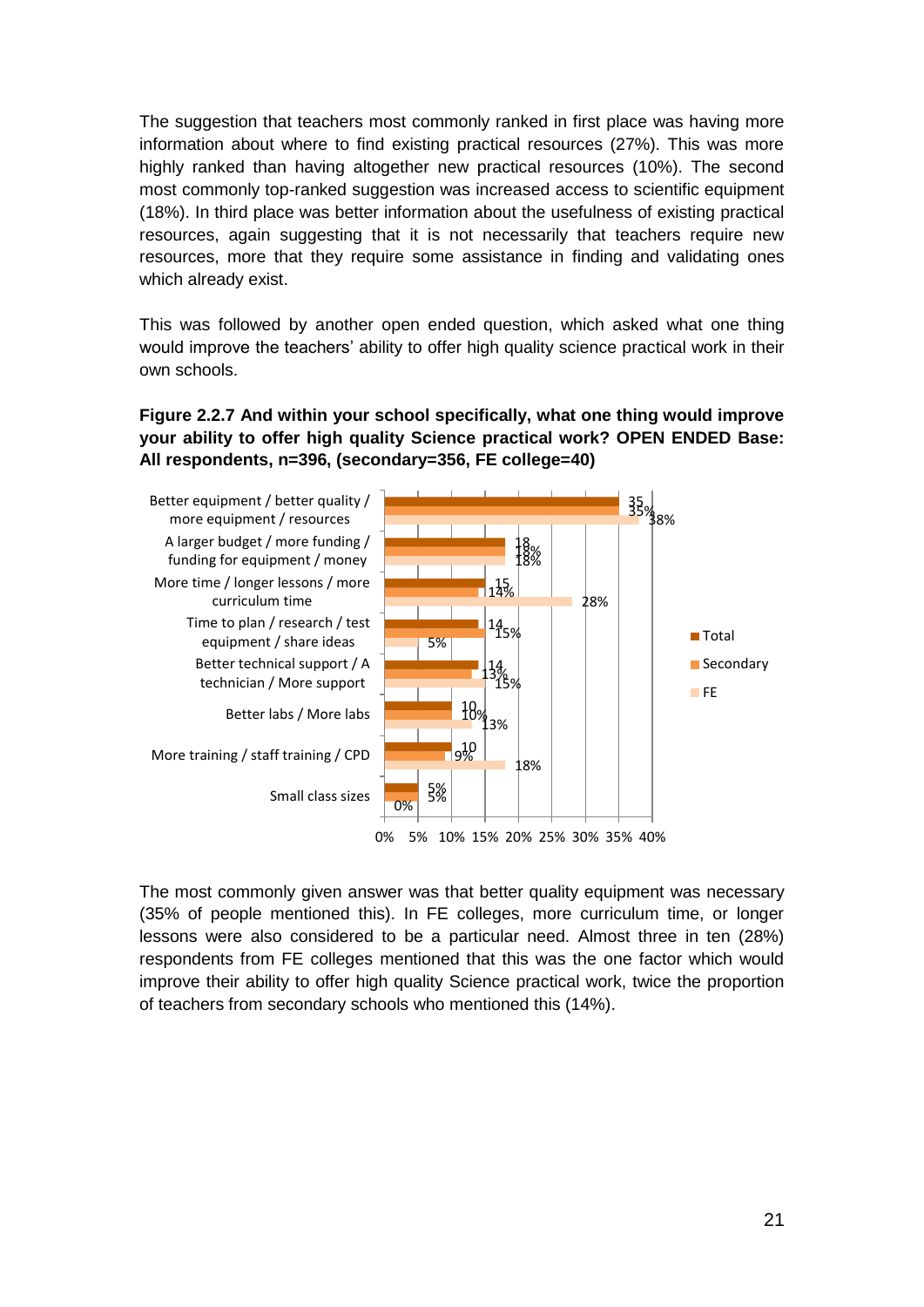The suggestion that teachers most commonly ranked in first place was having more information about where to find existing practical resources (27%). This was more highly ranked than having altogether new practical resources (10%). The second most commonly top-ranked suggestion was increased access to scientific equipment (18%). In third place was better information about the usefulness of existing practical resources, again suggesting that it is not necessarily that teachers require new resources, more that they require some assistance in finding and validating ones which already exist.

This was followed by another open ended question, which asked what one thing would improve the teachers' ability to offer high quality science practical work in their own schools.

**Figure 2.2.7 And within your school specifically, what one thing would improve your ability to offer high quality Science practical work? OPEN ENDED Base: All respondents, n=396, (secondary=356, FE college=40)**

| | Total | Secondary | FE |
|---|---|---|---|
| Better equipment / better quality / more equipment / resources | 35% | 35% | 38% |
| A larger budget / more funding / funding for equipment / money | 18% | 18% | 18% |
| More time / longer lessons / more curriculum time | 15% | 14% | 28% |
| Time to plan / research / test equipment / share ideas | 14% | 15% | 5% |
| Better technical support / A technician / More support | 14% | 13% | 15% |
| Better labs / More labs | 10% | 10% | 13% |
| More training / staff training / CPD | 10% | 9% | 18% |
| Small class sizes | 5% | 5% | 0% |

The most commonly given answer was that better quality equipment was necessary (35% of people mentioned this). In FE colleges, more curriculum time, or longer lessons were also considered to be a particular need. Almost three in ten (28%) respondents from FE colleges mentioned that this was the one factor which would improve their ability to offer high quality Science practical work, twice the proportion of teachers from secondary schools who mentioned this (14%).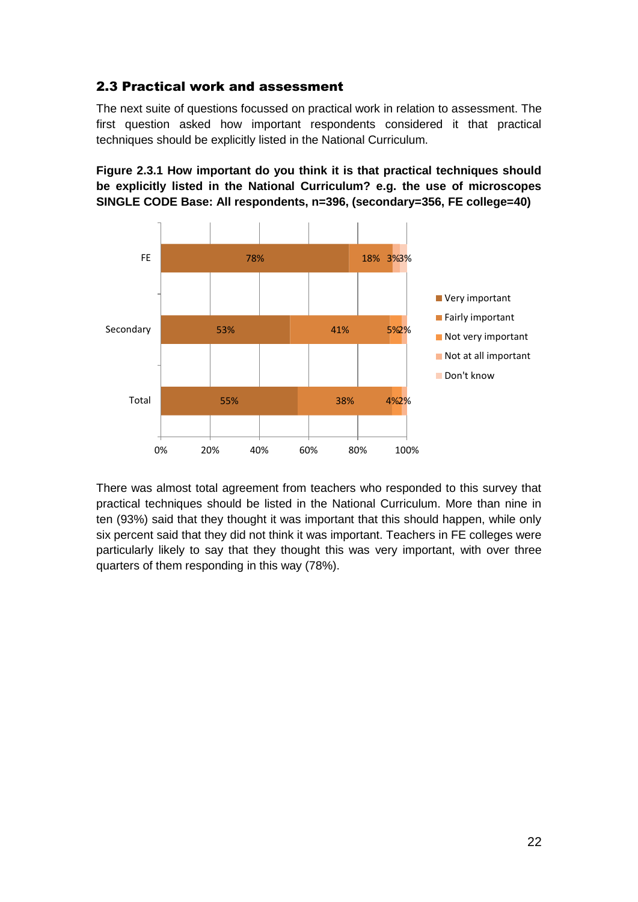## 2.3 Practical work and assessment

The next suite of questions focussed on practical work in relation to assessment. The first question asked how important respondents considered it that practical techniques should be explicitly listed in the National Curriculum.

**Figure 2.3.1 How important do you think it is that practical techniques should be explicitly listed in the National Curriculum? e.g. the use of microscopes SINGLE CODE Base: All respondents, n=396, (secondary=356, FE college=40)**

| | Very important | Fairly important | Not very important | Not at all important | Don't know |
|---|---|---|---|---|---|
| FE | 78% | 18% | | 3% | 3% |
| Secondary | 53% | 41% | 5% | 2% | |
| Total | 55% | 38% | 4% | 2% | |

There was almost total agreement from teachers who responded to this survey that practical techniques should be listed in the National Curriculum. More than nine in ten (93%) said that they thought it was important that this should happen, while only six percent said that they did not think it was important. Teachers in FE colleges were particularly likely to say that they thought this was very important, with over three quarters of them responding in this way (78%).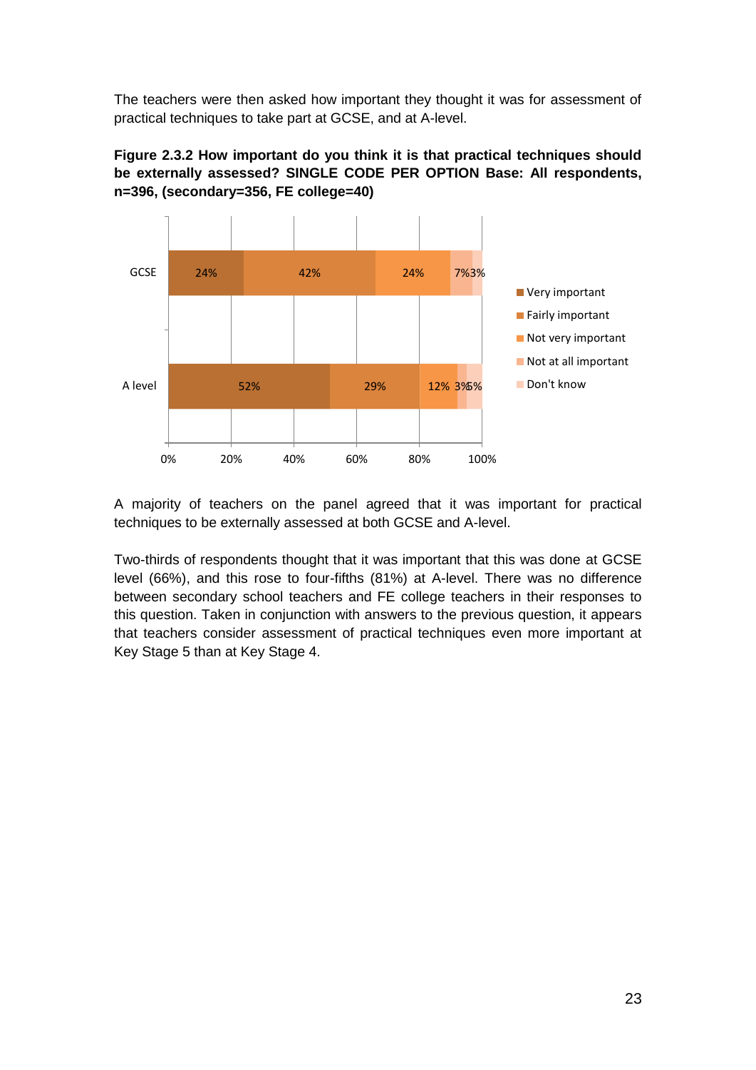The teachers were then asked how important they thought it was for assessment of practical techniques to take part at GCSE, and at A-level.

**Figure 2.3.2 How important do you think it is that practical techniques should be externally assessed? SINGLE CODE PER OPTION Base: All respondents, n=396, (secondary=356, FE college=40)**

| | Very important | Fairly important | Not very important | Not at all important | Don't know |
|---|---|---|---|---|---|
| GCSE | 24% | 42% | 24% | 7% | 3% |
| A level | 52% | 29% | 12% | 3% | 5% |

A majority of teachers on the panel agreed that it was important for practical techniques to be externally assessed at both GCSE and A-level.

Two-thirds of respondents thought that it was important that this was done at GCSE level (66%), and this rose to four-fifths (81%) at A-level. There was no difference between secondary school teachers and FE college teachers in their responses to this question. Taken in conjunction with answers to the previous question, it appears that teachers consider assessment of practical techniques even more important at Key Stage 5 than at Key Stage 4.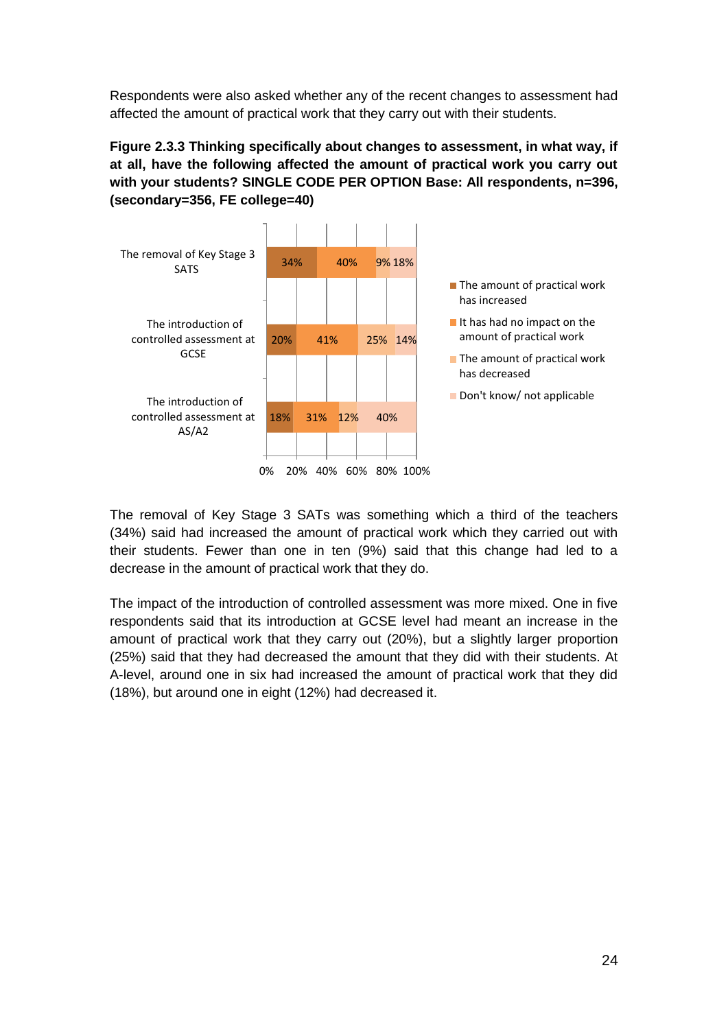Respondents were also asked whether any of the recent changes to assessment had affected the amount of practical work that they carry out with their students.

**Figure 2.3.3 Thinking specifically about changes to assessment, in what way, if at all, have the following affected the amount of practical work you carry out with your students? SINGLE CODE PER OPTION Base: All respondents, n=396, (secondary=356, FE college=40)**

| | The amount of practical work has increased | It has had no impact on the amount of practical work | The amount of practical work has decreased | Don't know/ not applicable |
|---|---|---|---|---|
| The removal of Key Stage 3 SATS | 34% | 40% | 9% | 18% |
| The introduction of controlled assessment at GCSE | 20% | 41% | 25% | 14% |
| The introduction of controlled assessment at AS/A2 | 18% | 31% | 12% | 40% |

The removal of Key Stage 3 SATs was something which a third of the teachers (34%) said had increased the amount of practical work which they carried out with their students. Fewer than one in ten (9%) said that this change had led to a decrease in the amount of practical work that they do.

The impact of the introduction of controlled assessment was more mixed. One in five respondents said that its introduction at GCSE level had meant an increase in the amount of practical work that they carry out (20%), but a slightly larger proportion (25%) said that they had decreased the amount that they did with their students. At A-level, around one in six had increased the amount of practical work that they did (18%), but around one in eight (12%) had decreased it.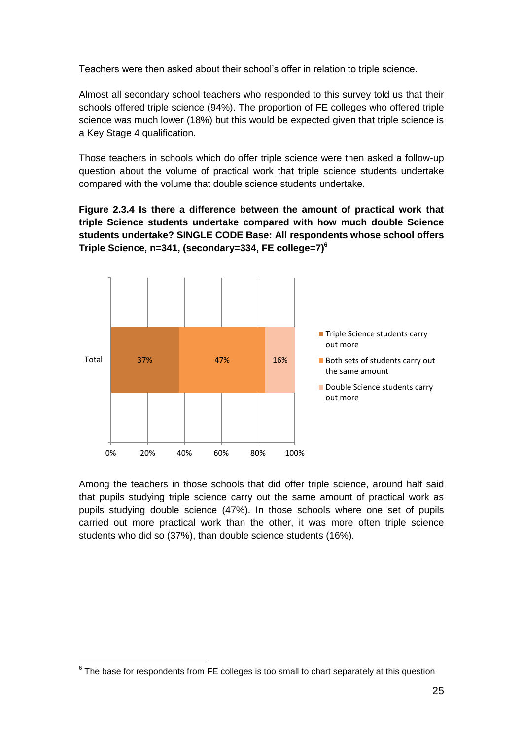Teachers were then asked about their school's offer in relation to triple science.

Almost all secondary school teachers who responded to this survey told us that their schools offered triple science (94%). The proportion of FE colleges who offered triple science was much lower (18%) but this would be expected given that triple science is a Key Stage 4 qualification.

Those teachers in schools which do offer triple science were then asked a follow-up question about the volume of practical work that triple science students undertake compared with the volume that double science students undertake.

**Figure 2.3.4 Is there a difference between the amount of practical work that triple Science students undertake compared with how much double Science students undertake? SINGLE CODE Base: All respondents whose school offers Triple Science, n=341, (secondary=334, FE college=7)[6]**

| | Triple Science students carry out more | Both sets of students carry out the same amount | Double Science students carry out more |
|---|---|---|---|
| Total | 37% | 47% | 16% |

Among the teachers in those schools that did offer triple science, around half said that pupils studying triple science carry out the same amount of practical work as pupils studying double science (47%). In those schools where one set of pupils carried out more practical work than the other, it was more often triple science students who did so (37%), than double science students (16%).

[6] The base for respondents from FE colleges is too small to chart separately at this question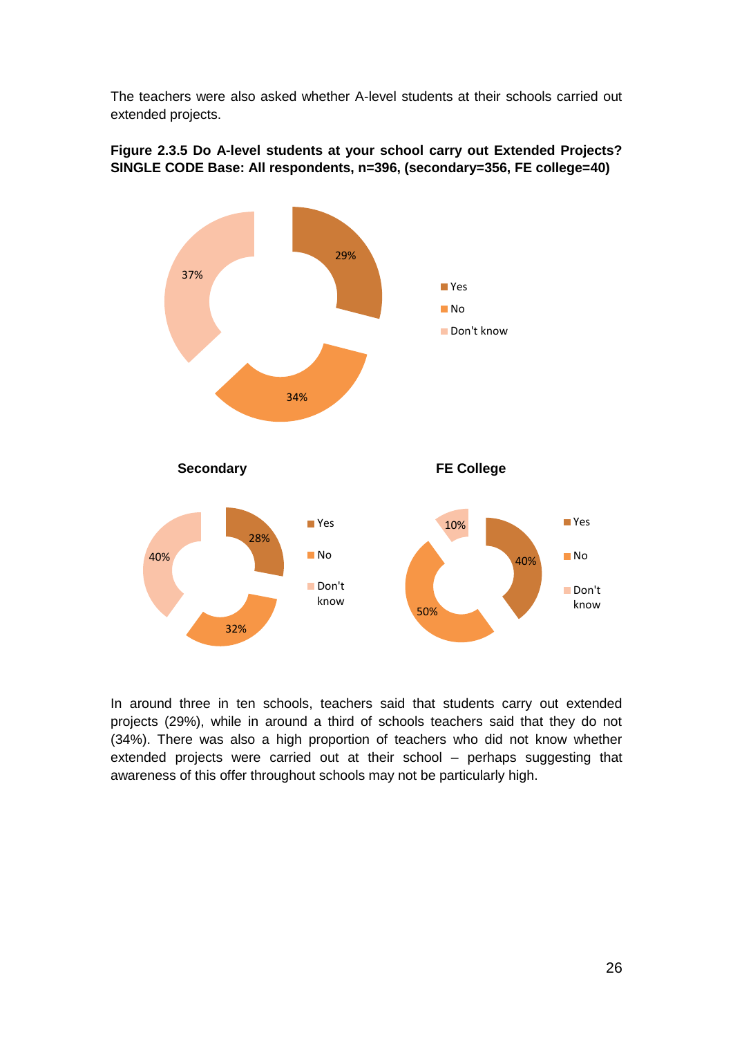The teachers were also asked whether A-level students at their schools carried out extended projects.

**Figure 2.3.5 Do A-level students at your school carry out Extended Projects? SINGLE CODE Base: All respondents, n=396, (secondary=356, FE college=40)**

| | Yes | No | Don't know |
|---|---|---|---|
| All respondents | 29% | 34% | 37% |
| Secondary | 28% | 32% | 40% |
| FE College | 40% | 50% | 10% |

In around three in ten schools, teachers said that students carry out extended projects (29%), while in around a third of schools teachers said that they do not (34%). There was also a high proportion of teachers who did not know whether extended projects were carried out at their school – perhaps suggesting that awareness of this offer throughout schools may not be particularly high.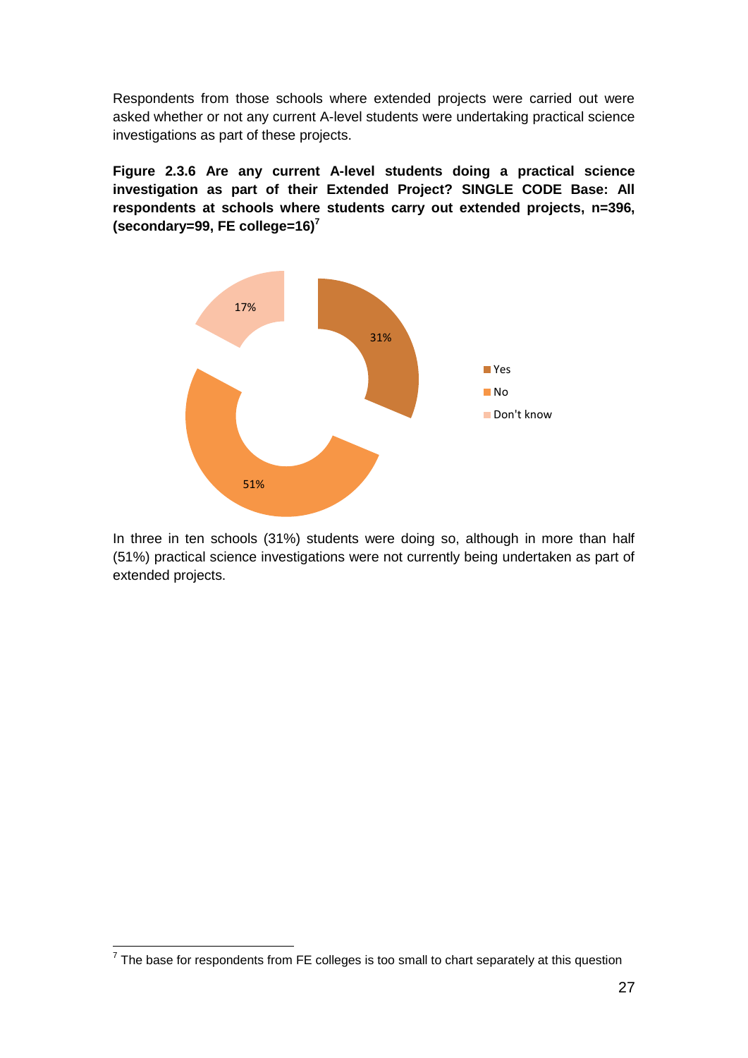Respondents from those schools where extended projects were carried out were asked whether or not any current A-level students were undertaking practical science investigations as part of these projects.

**Figure 2.3.6 Are any current A-level students doing a practical science investigation as part of their Extended Project? SINGLE CODE Base: All respondents at schools where students carry out extended projects, n=396, (secondary=99, FE college=16)[7]**

| Response | % |
|---|---|
| Yes | 31% |
| No | 51% |
| Don't know | 17% |

In three in ten schools (31%) students were doing so, although in more than half (51%) practical science investigations were not currently being undertaken as part of extended projects.

[7] The base for respondents from FE colleges is too small to chart separately at this question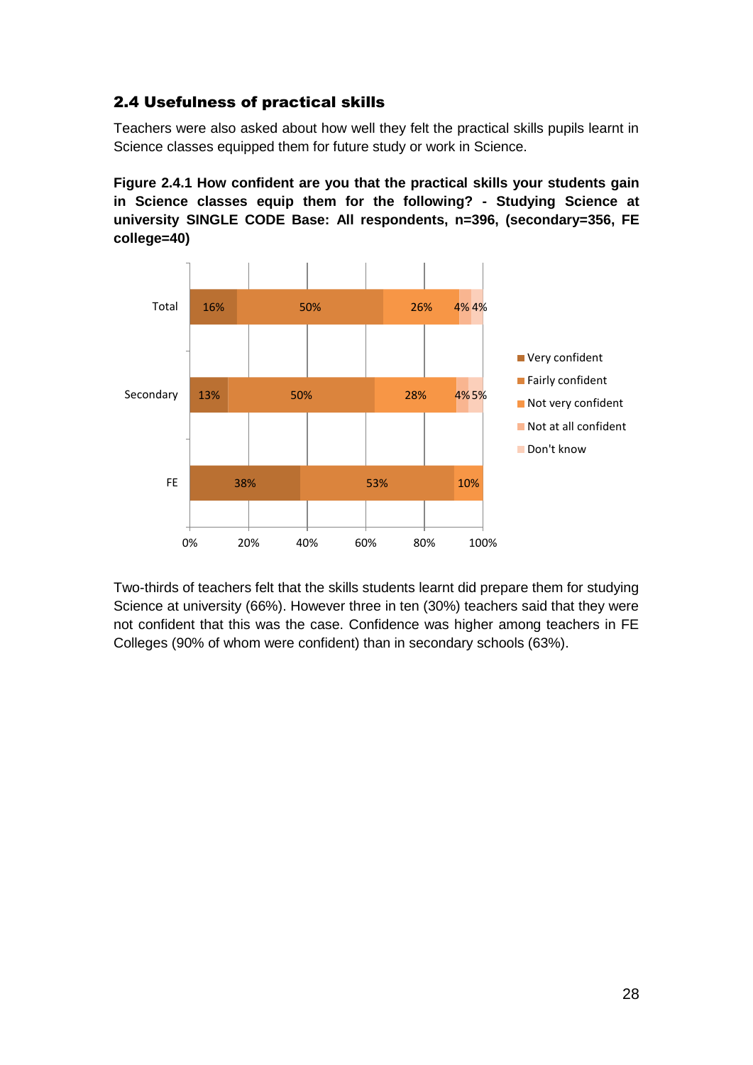## 2.4 Usefulness of practical skills

Teachers were also asked about how well they felt the practical skills pupils learnt in Science classes equipped them for future study or work in Science.

**Figure 2.4.1 How confident are you that the practical skills your students gain in Science classes equip them for the following? - Studying Science at university SINGLE CODE Base: All respondents, n=396, (secondary=356, FE college=40)**

| | Very confident | Fairly confident | Not very confident | Not at all confident | Don't know |
|---|---|---|---|---|---|
| Total | 16% | 50% | 26% | 4% | 4% |
| Secondary | 13% | 50% | 28% | 4% | 5% |
| FE | 38% | 53% | 10% | | |

Two-thirds of teachers felt that the skills students learnt did prepare them for studying Science at university (66%). However three in ten (30%) teachers said that they were not confident that this was the case. Confidence was higher among teachers in FE Colleges (90% of whom were confident) than in secondary schools (63%).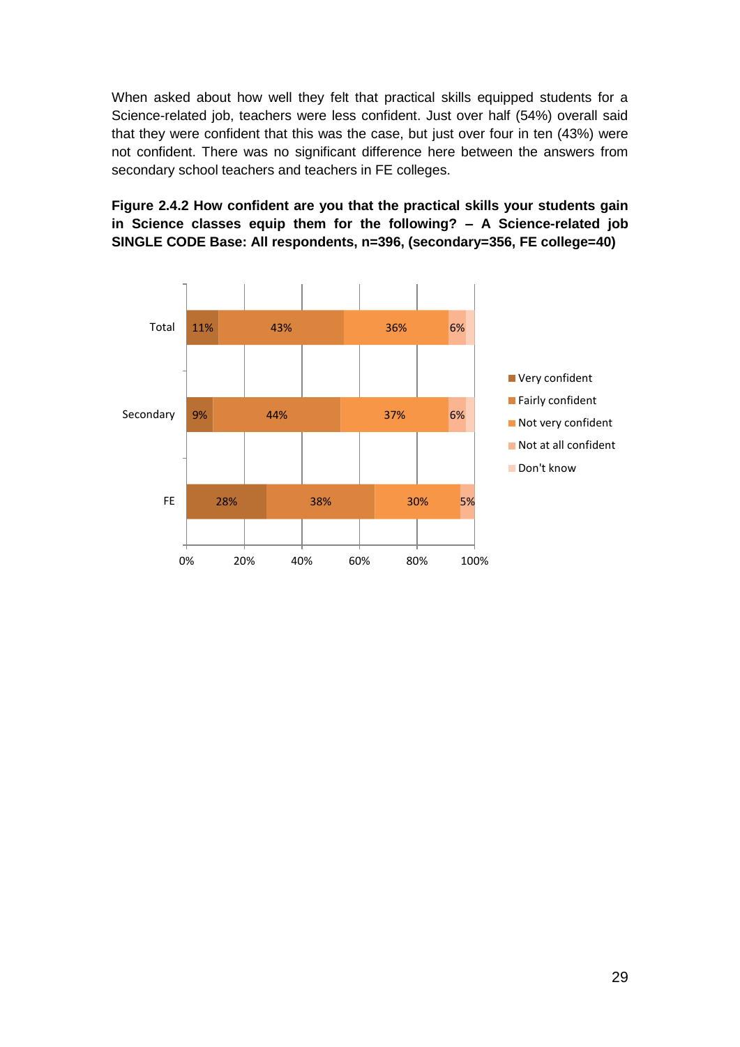When asked about how well they felt that practical skills equipped students for a Science-related job, teachers were less confident. Just over half (54%) overall said that they were confident that this was the case, but just over four in ten (43%) were not confident. There was no significant difference here between the answers from secondary school teachers and teachers in FE colleges.

**Figure 2.4.2 How confident are you that the practical skills your students gain in Science classes equip them for the following? – A Science-related job SINGLE CODE Base: All respondents, n=396, (secondary=356, FE college=40)**

| | Very confident | Fairly confident | Not very confident | Not at all confident | Don't know |
|---|---|---|---|---|---|
| Total | 11% | 43% | 36% | 6% | |
| Secondary | 9% | 44% | 37% | 6% | |
| FE | 28% | 38% | 30% | 5% | |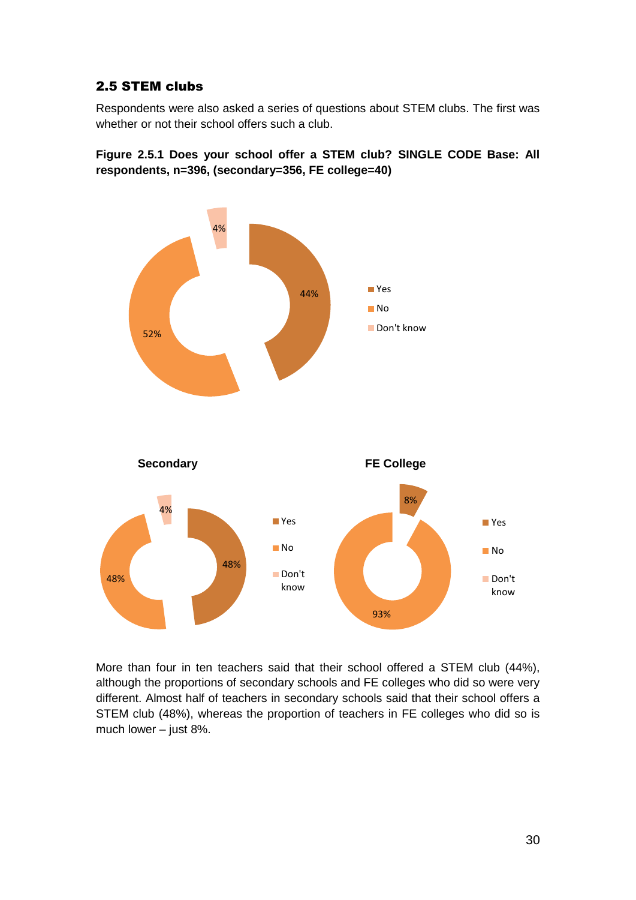## 2.5 STEM clubs

Respondents were also asked a series of questions about STEM clubs. The first was whether or not their school offers such a club.

**Figure 2.5.1 Does your school offer a STEM club? SINGLE CODE Base: All respondents, n=396, (secondary=356, FE college=40)**

| | Yes | No | Don't know |
|---|---|---|---|
| All respondents | 44% | 52% | 4% |
| Secondary | 48% | 48% | 4% |
| FE College | 8% | 93% | |

More than four in ten teachers said that their school offered a STEM club (44%), although the proportions of secondary schools and FE colleges who did so were very different. Almost half of teachers in secondary schools said that their school offers a STEM club (48%), whereas the proportion of teachers in FE colleges who did so is much lower – just 8%.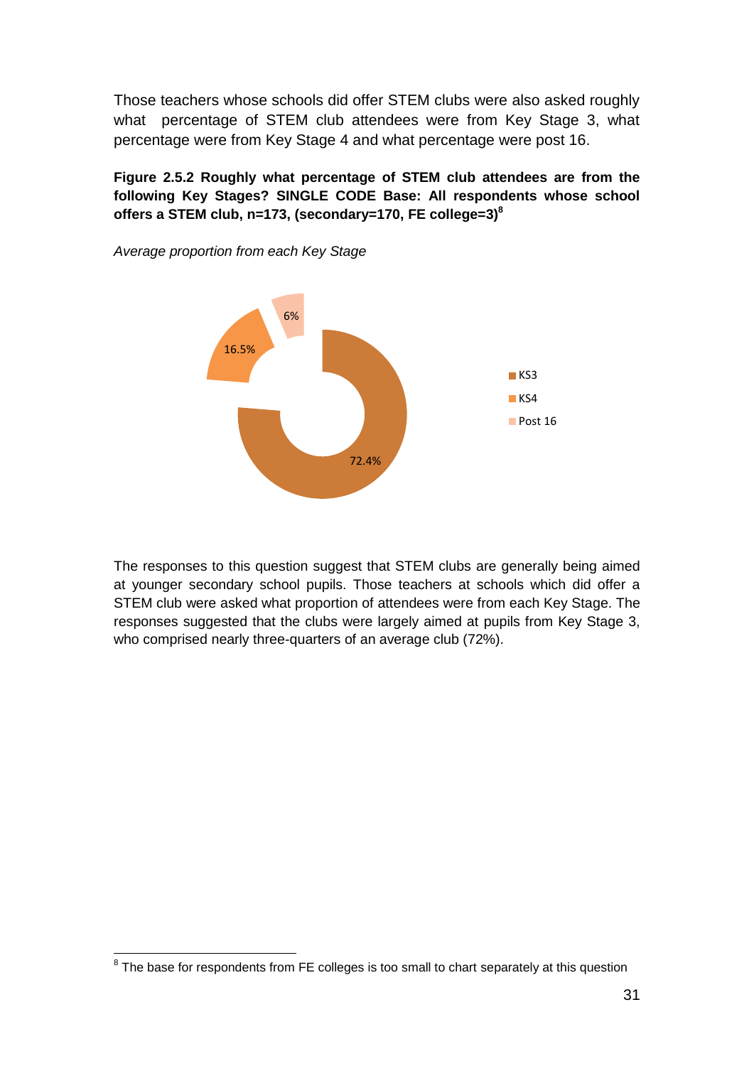Those teachers whose schools did offer STEM clubs were also asked roughly what percentage of STEM club attendees were from Key Stage 3, what percentage were from Key Stage 4 and what percentage were post 16.

**Figure 2.5.2 Roughly what percentage of STEM club attendees are from the following Key Stages? SINGLE CODE Base: All respondents whose school offers a STEM club, n=173, (secondary=170, FE college=3)[8]**

*Average proportion from each Key Stage*

| Key Stage | Percentage |
|---|---|
| KS3 | 72.4% |
| KS4 | 16.5% |
| Post 16 | 6% |

The responses to this question suggest that STEM clubs are generally being aimed at younger secondary school pupils. Those teachers at schools which did offer a STEM club were asked what proportion of attendees were from each Key Stage. The responses suggested that the clubs were largely aimed at pupils from Key Stage 3, who comprised nearly three-quarters of an average club (72%).

[8] The base for respondents from FE colleges is too small to chart separately at this question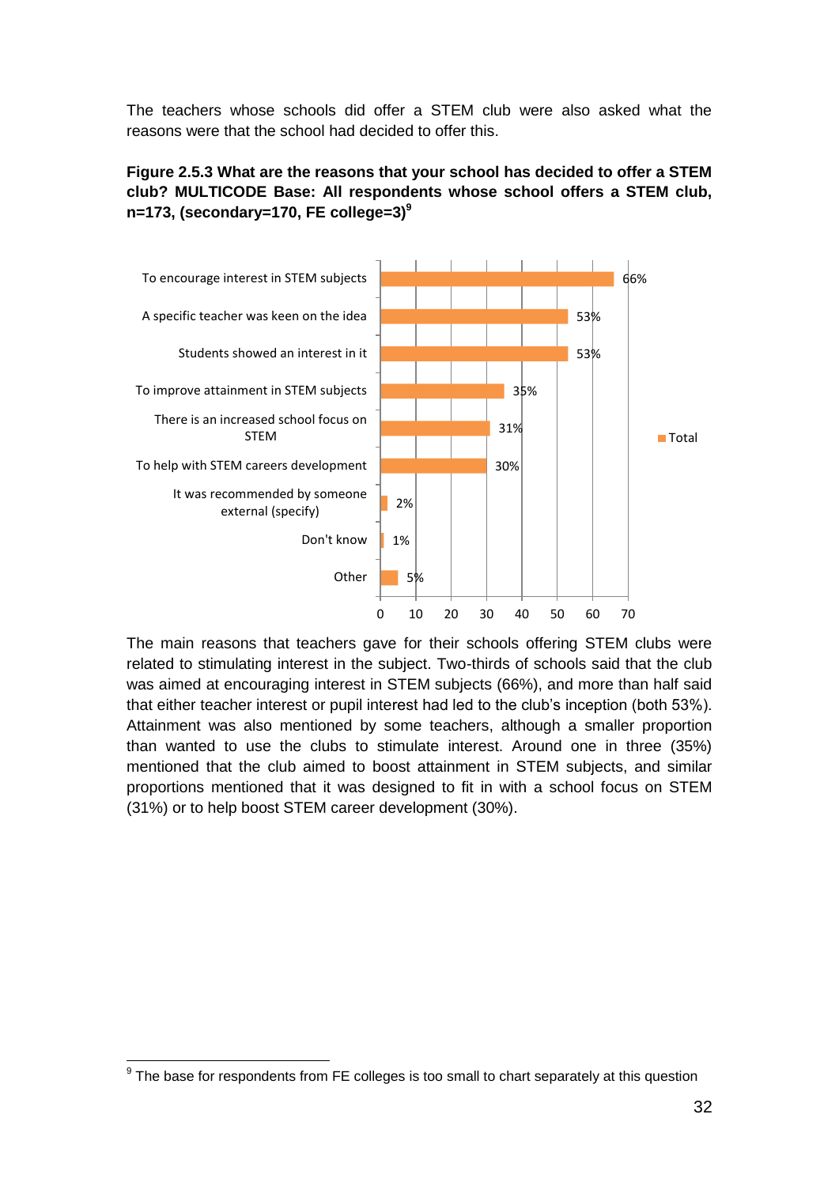The teachers whose schools did offer a STEM club were also asked what the reasons were that the school had decided to offer this.

**Figure 2.5.3 What are the reasons that your school has decided to offer a STEM club? MULTICODE Base: All respondents whose school offers a STEM club, n=173, (secondary=170, FE college=3)[9]**

| Reason | Total |
| --- | --- |
| To encourage interest in STEM subjects | 66% |
| A specific teacher was keen on the idea | 53% |
| Students showed an interest in it | 53% |
| To improve attainment in STEM subjects | 35% |
| There is an increased school focus on STEM | 31% |
| To help with STEM careers development | 30% |
| It was recommended by someone external (specify) | 2% |
| Don't know | 1% |
| Other | 5% |

The main reasons that teachers gave for their schools offering STEM clubs were related to stimulating interest in the subject. Two-thirds of schools said that the club was aimed at encouraging interest in STEM subjects (66%), and more than half said that either teacher interest or pupil interest had led to the club's inception (both 53%). Attainment was also mentioned by some teachers, although a smaller proportion than wanted to use the clubs to stimulate interest. Around one in three (35%) mentioned that the club aimed to boost attainment in STEM subjects, and similar proportions mentioned that it was designed to fit in with a school focus on STEM (31%) or to help boost STEM career development (30%).

[9] The base for respondents from FE colleges is too small to chart separately at this question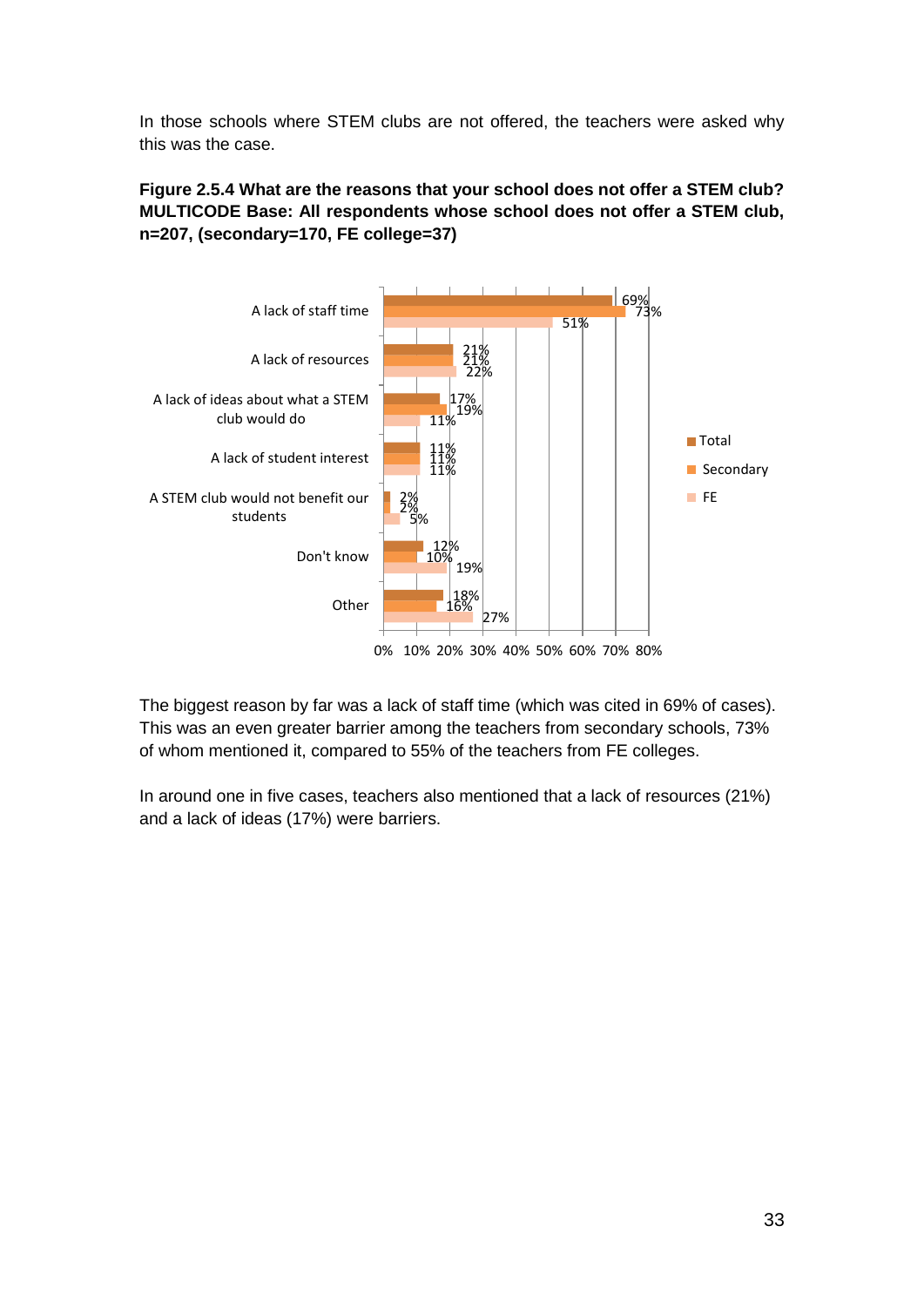In those schools where STEM clubs are not offered, the teachers were asked why this was the case.

**Figure 2.5.4 What are the reasons that your school does not offer a STEM club? MULTICODE Base: All respondents whose school does not offer a STEM club, n=207, (secondary=170, FE college=37)**

| | Total | Secondary | FE |
|---|---|---|---|
| A lack of staff time | 69% | 73% | 51% |
| A lack of resources | 21% | 21% | 22% |
| A lack of ideas about what a STEM club would do | 17% | 19% | 11% |
| A lack of student interest | 11% | 11% | 11% |
| A STEM club would not benefit our students | 2% | 2% | 5% |
| Don't know | 12% | 10% | 19% |
| Other | 18% | 16% | 27% |

The biggest reason by far was a lack of staff time (which was cited in 69% of cases). This was an even greater barrier among the teachers from secondary schools, 73% of whom mentioned it, compared to 55% of the teachers from FE colleges.

In around one in five cases, teachers also mentioned that a lack of resources (21%) and a lack of ideas (17%) were barriers.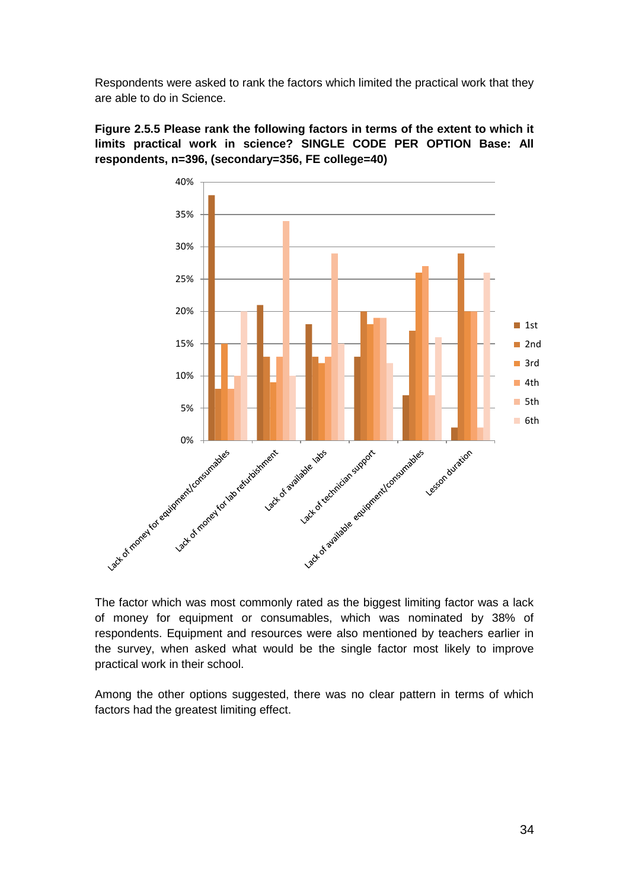Respondents were asked to rank the factors which limited the practical work that they are able to do in Science.

**Figure 2.5.5 Please rank the following factors in terms of the extent to which it limits practical work in science? SINGLE CODE PER OPTION Base: All respondents, n=396, (secondary=356, FE college=40)**

| Factor | 1st | 2nd | 3rd | 4th | 5th | 6th |
|---|---|---|---|---|---|---|
| Lack of money for equipment/consumables | 38% | 8% | 15% | 8% | 10% | 20% |
| Lack of money for lab refurbishment | 21% | 13% | 9% | 13% | 34% | 10% |
| Lack of available labs | 18% | 13% | 12% | 13% | 29% | 15% |
| Lack of technician support | 13% | 20% | 18% | 19% | 19% | 12% |
| Lack of available equipment/consumables | 7% | 17% | 26% | 27% | 7% | 16% |
| Lesson duration | 2% | 29% | 20% | 20% | 2% | 26% |

The factor which was most commonly rated as the biggest limiting factor was a lack of money for equipment or consumables, which was nominated by 38% of respondents. Equipment and resources were also mentioned by teachers earlier in the survey, when asked what would be the single factor most likely to improve practical work in their school.

Among the other options suggested, there was no clear pattern in terms of which factors had the greatest limiting effect.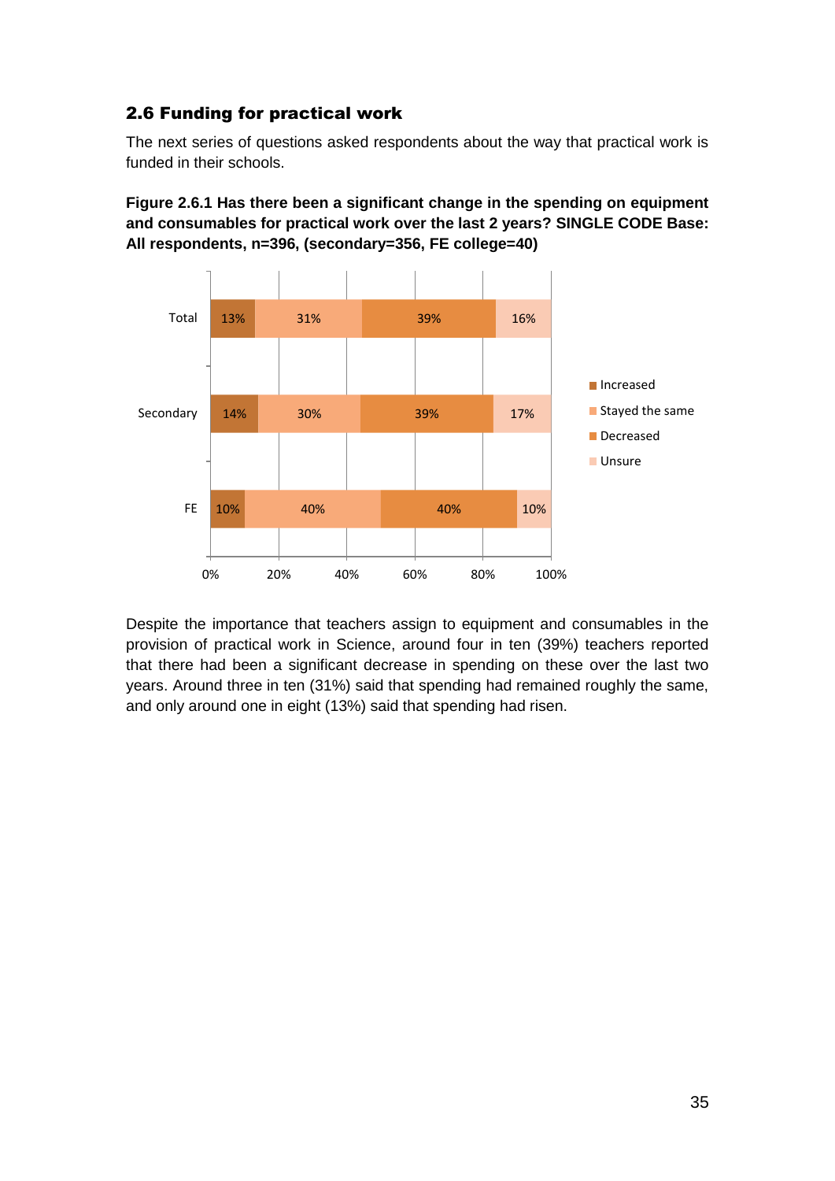## 2.6 Funding for practical work

The next series of questions asked respondents about the way that practical work is funded in their schools.

**Figure 2.6.1 Has there been a significant change in the spending on equipment and consumables for practical work over the last 2 years? SINGLE CODE Base: All respondents, n=396, (secondary=356, FE college=40)**

| | Increased | Stayed the same | Decreased | Unsure |
|---|---|---|---|---|
| Total | 13% | 31% | 39% | 16% |
| Secondary | 14% | 30% | 39% | 17% |
| FE | 10% | 40% | 40% | 10% |

Despite the importance that teachers assign to equipment and consumables in the provision of practical work in Science, around four in ten (39%) teachers reported that there had been a significant decrease in spending on these over the last two years. Around three in ten (31%) said that spending had remained roughly the same, and only around one in eight (13%) said that spending had risen.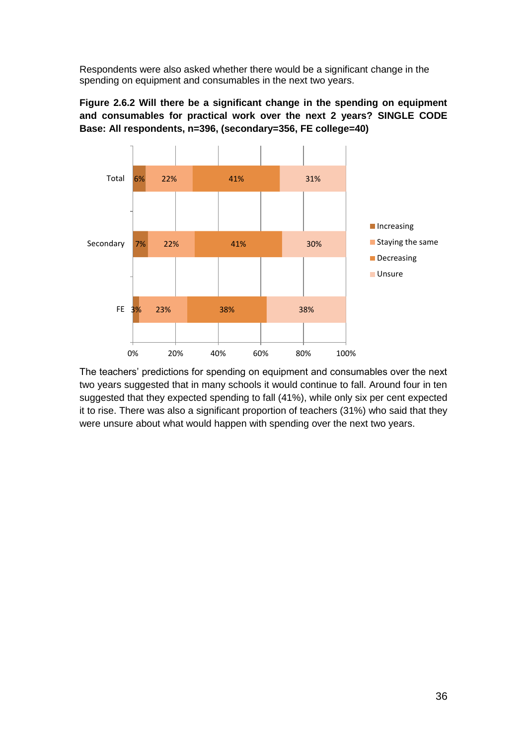Respondents were also asked whether there would be a significant change in the spending on equipment and consumables in the next two years.

**Figure 2.6.2 Will there be a significant change in the spending on equipment and consumables for practical work over the next 2 years? SINGLE CODE Base: All respondents, n=396, (secondary=356, FE college=40)**

| | Increasing | Staying the same | Decreasing | Unsure |
|---|---|---|---|---|
| Total | 6% | 22% | 41% | 31% |
| Secondary | 7% | 22% | 41% | 30% |
| FE | 3% | 23% | 38% | 38% |

The teachers' predictions for spending on equipment and consumables over the next two years suggested that in many schools it would continue to fall. Around four in ten suggested that they expected spending to fall (41%), while only six per cent expected it to rise. There was also a significant proportion of teachers (31%) who said that they were unsure about what would happen with spending over the next two years.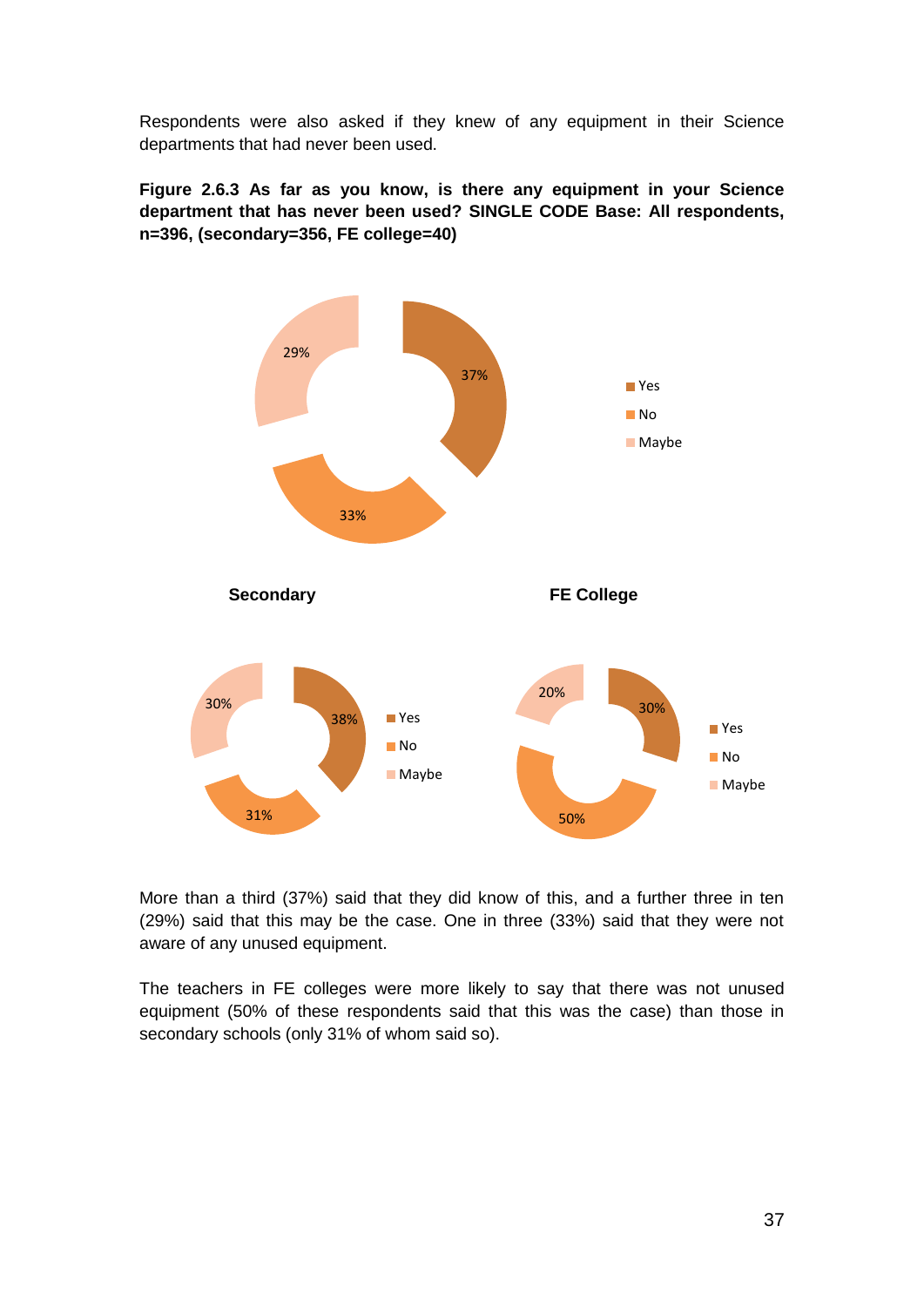Respondents were also asked if they knew of any equipment in their Science departments that had never been used.

**Figure 2.6.3 As far as you know, is there any equipment in your Science department that has never been used? SINGLE CODE Base: All respondents, n=396, (secondary=356, FE college=40)**

| | Yes | No | Maybe |
|---|---|---|---|
| All respondents | 37% | 33% | 29% |
| Secondary | 38% | 31% | 30% |
| FE College | 30% | 50% | 20% |

More than a third (37%) said that they did know of this, and a further three in ten (29%) said that this may be the case. One in three (33%) said that they were not aware of any unused equipment.

The teachers in FE colleges were more likely to say that there was not unused equipment (50% of these respondents said that this was the case) than those in secondary schools (only 31% of whom said so).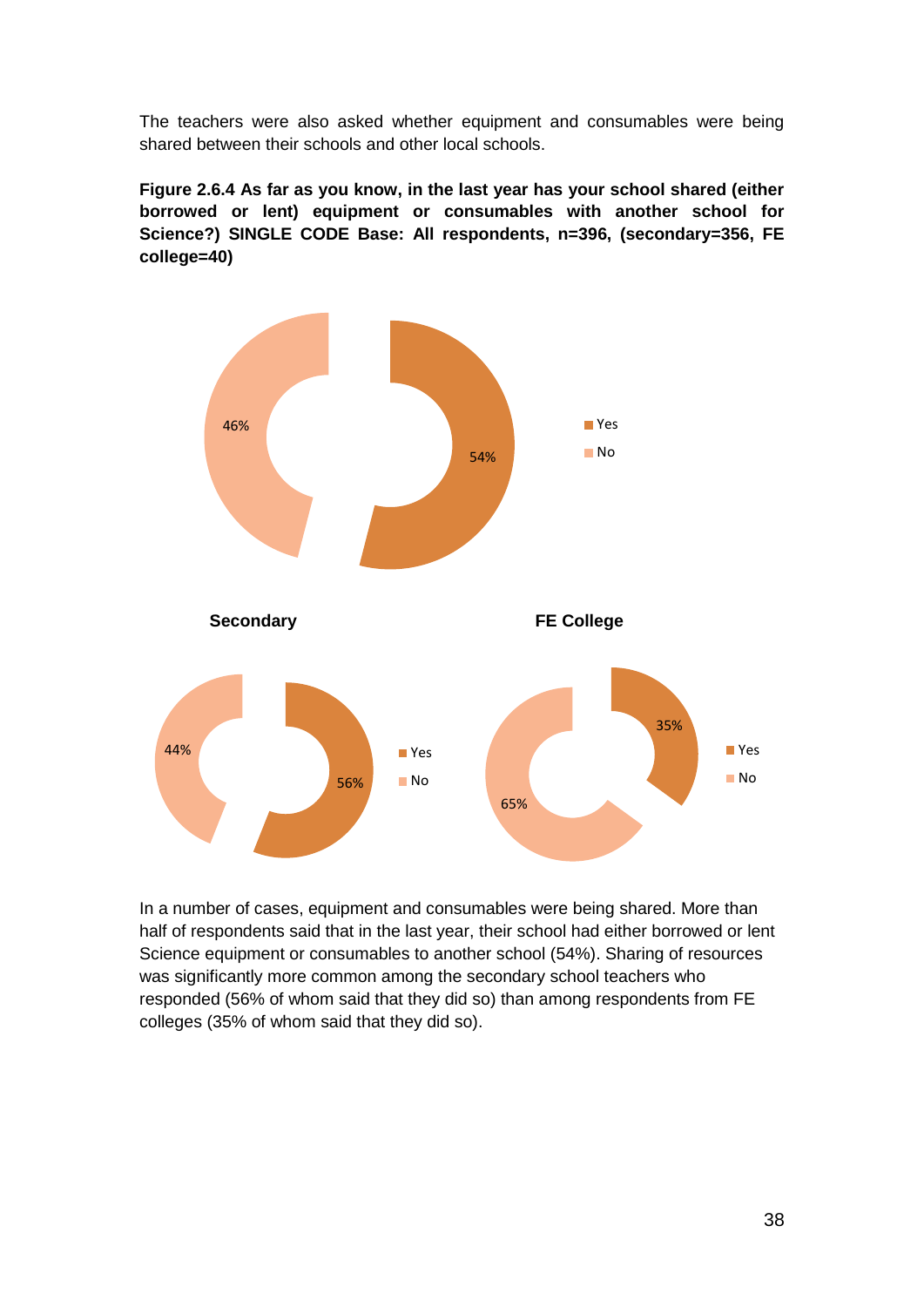The teachers were also asked whether equipment and consumables were being shared between their schools and other local schools.

**Figure 2.6.4 As far as you know, in the last year has your school shared (either borrowed or lent) equipment or consumables with another school for Science?) SINGLE CODE Base: All respondents, n=396, (secondary=356, FE college=40)**

46%
54%

Yes
No

**Secondary**

44%
56%

Yes
No

**FE College**

35%
65%

Yes
No

In a number of cases, equipment and consumables were being shared. More than half of respondents said that in the last year, their school had either borrowed or lent Science equipment or consumables to another school (54%). Sharing of resources was significantly more common among the secondary school teachers who responded (56% of whom said that they did so) than among respondents from FE colleges (35% of whom said that they did so).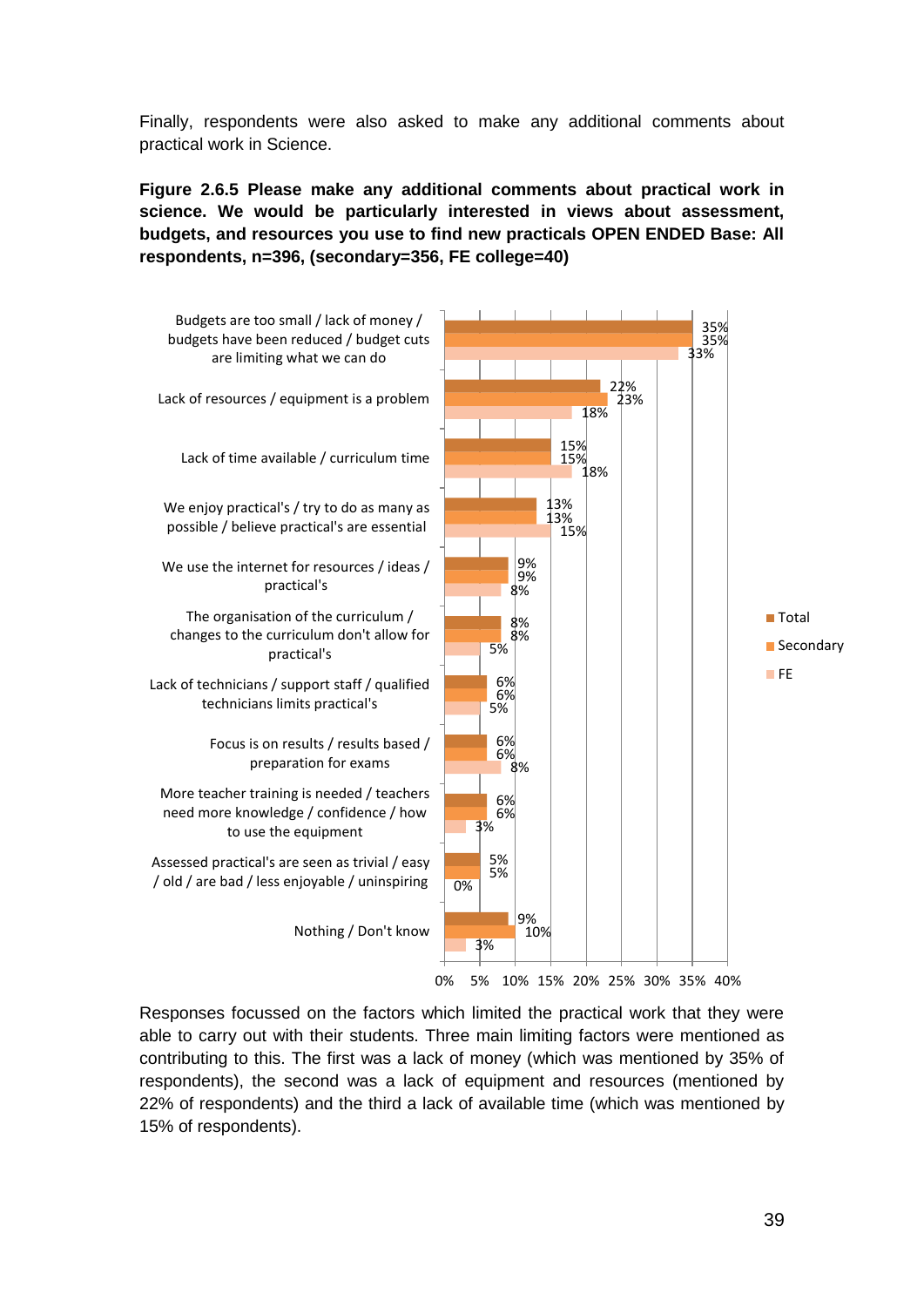Finally, respondents were also asked to make any additional comments about practical work in Science.

**Figure 2.6.5 Please make any additional comments about practical work in science. We would be particularly interested in views about assessment, budgets, and resources you use to find new practicals OPEN ENDED Base: All respondents, n=396, (secondary=356, FE college=40)**

Budgets are too small / lack of money / budgets have been reduced / budget cuts are limiting what we can do
35%
35%
33%

Lack of resources / equipment is a problem
22%
23%
18%

Lack of time available / curriculum time
15%
15%
18%

We enjoy practical's / try to do as many as possible / believe practical's are essential
13%
13%
15%

We use the internet for resources / ideas / practical's
9%
9%
8%

The organisation of the curriculum / changes to the curriculum don't allow for practical's
8%
8%
5%

Lack of technicians / support staff / qualified technicians limits practical's
6%
6%
5%

Focus is on results / results based / preparation for exams
6%
6%
8%

More teacher training is needed / teachers need more knowledge / confidence / how to use the equipment
6%
6%
3%

Assessed practical's are seen as trivial / easy / old / are bad / less enjoyable / uninspiring
5%
5%
0%

Nothing / Don't know
9%
10%
3%

0% 5% 10% 15% 20% 25% 30% 35% 40%

Total
Secondary
FE

Responses focussed on the factors which limited the practical work that they were able to carry out with their students. Three main limiting factors were mentioned as contributing to this. The first was a lack of money (which was mentioned by 35% of respondents), the second was a lack of equipment and resources (mentioned by 22% of respondents) and the third a lack of available time (which was mentioned by 15% of respondents).